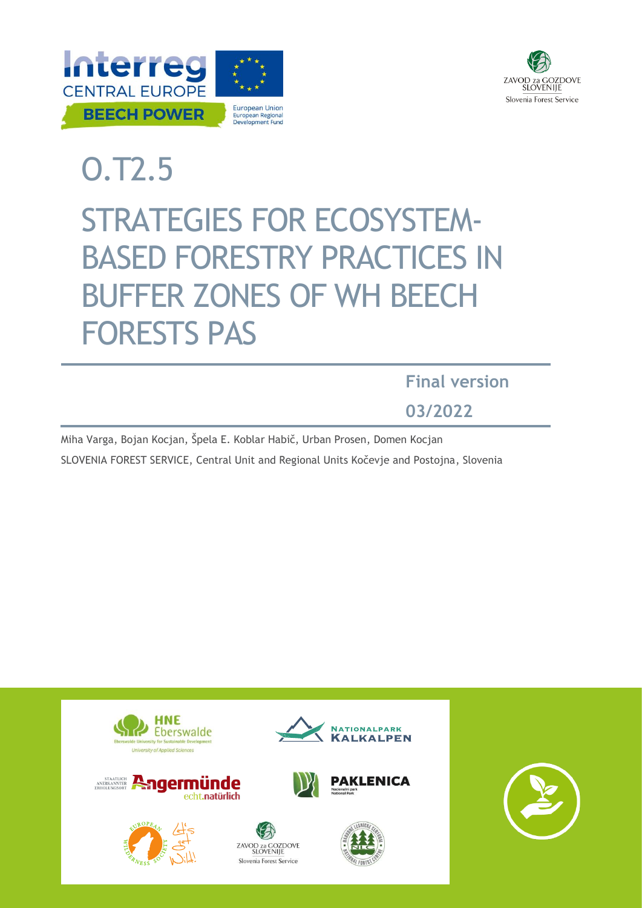# O.T2.5

# STRATEGIES FOR ECOSYSTEM-BASED FORESTRY PRACTICES IN BUFFER ZONES OF WH BEECH FORESTS PAS

**Final version**

**03/2022**

Miha Varga, Bojan Kocjan, Špela E. Koblar Habič, Urban Prosen, Domen Kocjan

SLOVENIA FOREST SERVICE, Central Unit and Regional Units Kočevje and Postojna, Slovenia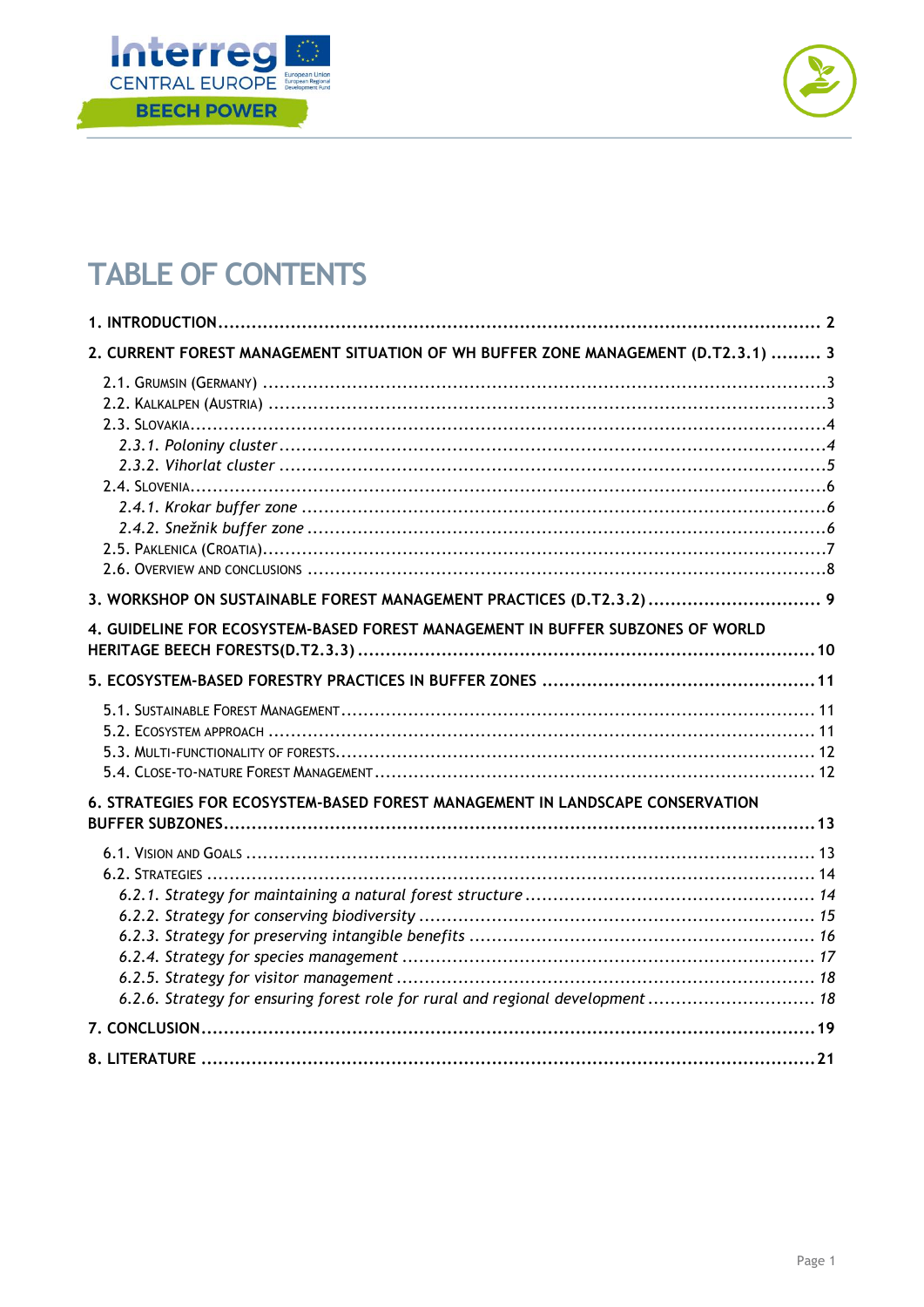# TABLE OF CONTENTS

**1. INTRODUCTION** ........................................................ 2

**2. CURRENT FOREST MANAGEMENT SITUATION OF WH BUFFER ZONE MANAGEMENT (D.T2.3.1)** ......... 3

- 2.1. Grumsin (Germany) ........................................................ 3
- 2.2. Kalkalpen (Austria) ........................................................ 3
- 2.3. Slovakia ........................................................ 4
  - *2.3.1. Poloniny cluster* ........................................................ *4*
  - *2.3.2. Vihorlat cluster* ........................................................ *5*
- 2.4. Slovenia ........................................................ 6
  - *2.4.1. Krokar buffer zone* ........................................................ *6*
  - *2.4.2. Snežnik buffer zone* ........................................................ *6*
- 2.5. Paklenica (Croatia) ........................................................ 7
- 2.6. Overview and conclusions ........................................................ 8

**3. WORKSHOP ON SUSTAINABLE FOREST MANAGEMENT PRACTICES (D.T2.3.2)** ........................................................ 9

**4. GUIDELINE FOR ECOSYSTEM-BASED FOREST MANAGEMENT IN BUFFER SUBZONES OF WORLD HERITAGE BEECH FORESTS(D.T2.3.3)** ........................................................ 10

**5. ECOSYSTEM-BASED FORESTRY PRACTICES IN BUFFER ZONES** ........................................................ 11

- 5.1. Sustainable Forest Management ........................................................ 11
- 5.2. Ecosystem approach ........................................................ 11
- 5.3. Multi-functionality of forests ........................................................ 12
- 5.4. Close-to-nature Forest Management ........................................................ 12

**6. STRATEGIES FOR ECOSYSTEM-BASED FOREST MANAGEMENT IN LANDSCAPE CONSERVATION BUFFER SUBZONES** ........................................................ 13

- 6.1. Vision and Goals ........................................................ 13
- 6.2. Strategies ........................................................ 14
  - *6.2.1. Strategy for maintaining a natural forest structure* ........................................................ *14*
  - *6.2.2. Strategy for conserving biodiversity* ........................................................ *15*
  - *6.2.3. Strategy for preserving intangible benefits* ........................................................ *16*
  - *6.2.4. Strategy for species management* ........................................................ *17*
  - *6.2.5. Strategy for visitor management* ........................................................ *18*
  - *6.2.6. Strategy for ensuring forest role for rural and regional development* ........................................................ *18*

**7. CONCLUSION** ........................................................ 19

**8. LITERATURE** ........................................................ 21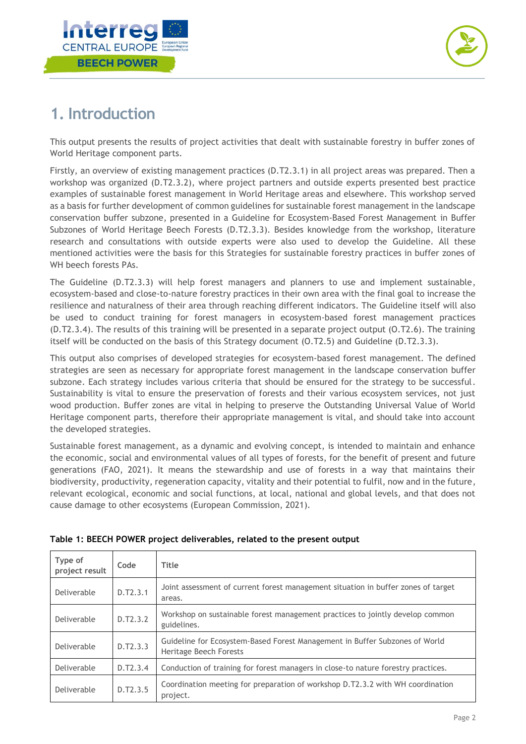# 1. Introduction

This output presents the results of project activities that dealt with sustainable forestry in buffer zones of World Heritage component parts.

Firstly, an overview of existing management practices (D.T2.3.1) in all project areas was prepared. Then a workshop was organized (D.T2.3.2), where project partners and outside experts presented best practice examples of sustainable forest management in World Heritage areas and elsewhere. This workshop served as a basis for further development of common guidelines for sustainable forest management in the landscape conservation buffer subzone, presented in a Guideline for Ecosystem-Based Forest Management in Buffer Subzones of World Heritage Beech Forests (D.T2.3.3). Besides knowledge from the workshop, literature research and consultations with outside experts were also used to develop the Guideline. All these mentioned activities were the basis for this Strategies for sustainable forestry practices in buffer zones of WH beech forests PAs.

The Guideline (D.T2.3.3) will help forest managers and planners to use and implement sustainable, ecosystem-based and close-to-nature forestry practices in their own area with the final goal to increase the resilience and naturalness of their area through reaching different indicators. The Guideline itself will also be used to conduct training for forest managers in ecosystem-based forest management practices (D.T2.3.4). The results of this training will be presented in a separate project output (O.T2.6). The training itself will be conducted on the basis of this Strategy document (O.T2.5) and Guideline (D.T2.3.3).

This output also comprises of developed strategies for ecosystem-based forest management. The defined strategies are seen as necessary for appropriate forest management in the landscape conservation buffer subzone. Each strategy includes various criteria that should be ensured for the strategy to be successful. Sustainability is vital to ensure the preservation of forests and their various ecosystem services, not just wood production. Buffer zones are vital in helping to preserve the Outstanding Universal Value of World Heritage component parts, therefore their appropriate management is vital, and should take into account the developed strategies.

Sustainable forest management, as a dynamic and evolving concept, is intended to maintain and enhance the economic, social and environmental values of all types of forests, for the benefit of present and future generations (FAO, 2021). It means the stewardship and use of forests in a way that maintains their biodiversity, productivity, regeneration capacity, vitality and their potential to fulfil, now and in the future, relevant ecological, economic and social functions, at local, national and global levels, and that does not cause damage to other ecosystems (European Commission, 2021).

**Table 1: BEECH POWER project deliverables, related to the present output**

| Type of project result | Code | Title |
|---|---|---|
| Deliverable | D.T2.3.1 | Joint assessment of current forest management situation in buffer zones of target areas. |
| Deliverable | D.T2.3.2 | Workshop on sustainable forest management practices to jointly develop common guidelines. |
| Deliverable | D.T2.3.3 | Guideline for Ecosystem-Based Forest Management in Buffer Subzones of World Heritage Beech Forests |
| Deliverable | D.T2.3.4 | Conduction of training for forest managers in close-to nature forestry practices. |
| Deliverable | D.T2.3.5 | Coordination meeting for preparation of workshop D.T2.3.2 with WH coordination project. |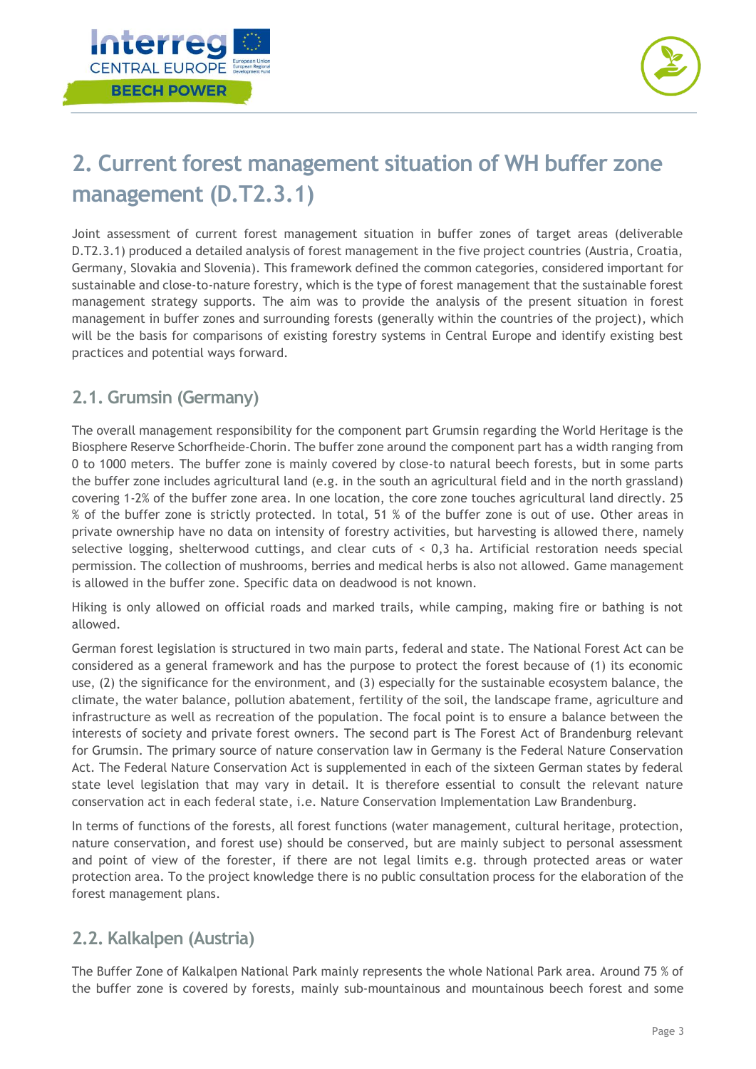## 2. Current forest management situation of WH buffer zone management (D.T2.3.1)

Joint assessment of current forest management situation in buffer zones of target areas (deliverable D.T2.3.1) produced a detailed analysis of forest management in the five project countries (Austria, Croatia, Germany, Slovakia and Slovenia). This framework defined the common categories, considered important for sustainable and close-to-nature forestry, which is the type of forest management that the sustainable forest management strategy supports. The aim was to provide the analysis of the present situation in forest management in buffer zones and surrounding forests (generally within the countries of the project), which will be the basis for comparisons of existing forestry systems in Central Europe and identify existing best practices and potential ways forward.

### 2.1. Grumsin (Germany)

The overall management responsibility for the component part Grumsin regarding the World Heritage is the Biosphere Reserve Schorfheide-Chorin. The buffer zone around the component part has a width ranging from 0 to 1000 meters. The buffer zone is mainly covered by close-to natural beech forests, but in some parts the buffer zone includes agricultural land (e.g. in the south an agricultural field and in the north grassland) covering 1-2% of the buffer zone area. In one location, the core zone touches agricultural land directly. 25 % of the buffer zone is strictly protected. In total, 51 % of the buffer zone is out of use. Other areas in private ownership have no data on intensity of forestry activities, but harvesting is allowed there, namely selective logging, shelterwood cuttings, and clear cuts of < 0,3 ha. Artificial restoration needs special permission. The collection of mushrooms, berries and medical herbs is also not allowed. Game management is allowed in the buffer zone. Specific data on deadwood is not known.

Hiking is only allowed on official roads and marked trails, while camping, making fire or bathing is not allowed.

German forest legislation is structured in two main parts, federal and state. The National Forest Act can be considered as a general framework and has the purpose to protect the forest because of (1) its economic use, (2) the significance for the environment, and (3) especially for the sustainable ecosystem balance, the climate, the water balance, pollution abatement, fertility of the soil, the landscape frame, agriculture and infrastructure as well as recreation of the population. The focal point is to ensure a balance between the interests of society and private forest owners. The second part is The Forest Act of Brandenburg relevant for Grumsin. The primary source of nature conservation law in Germany is the Federal Nature Conservation Act. The Federal Nature Conservation Act is supplemented in each of the sixteen German states by federal state level legislation that may vary in detail. It is therefore essential to consult the relevant nature conservation act in each federal state, i.e. Nature Conservation Implementation Law Brandenburg.

In terms of functions of the forests, all forest functions (water management, cultural heritage, protection, nature conservation, and forest use) should be conserved, but are mainly subject to personal assessment and point of view of the forester, if there are not legal limits e.g. through protected areas or water protection area. To the project knowledge there is no public consultation process for the elaboration of the forest management plans.

### 2.2. Kalkalpen (Austria)

The Buffer Zone of Kalkalpen National Park mainly represents the whole National Park area. Around 75 % of the buffer zone is covered by forests, mainly sub-mountainous and mountainous beech forest and some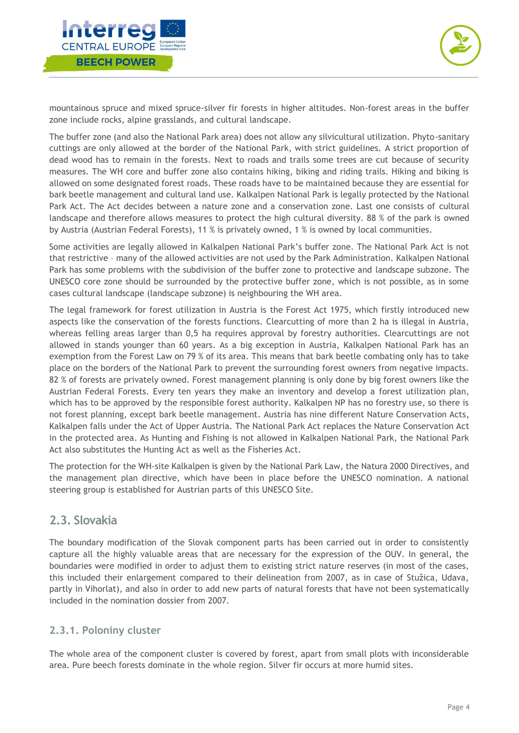mountainous spruce and mixed spruce-silver fir forests in higher altitudes. Non-forest areas in the buffer zone include rocks, alpine grasslands, and cultural landscape.

The buffer zone (and also the National Park area) does not allow any silvicultural utilization. Phyto-sanitary cuttings are only allowed at the border of the National Park, with strict guidelines. A strict proportion of dead wood has to remain in the forests. Next to roads and trails some trees are cut because of security measures. The WH core and buffer zone also contains hiking, biking and riding trails. Hiking and biking is allowed on some designated forest roads. These roads have to be maintained because they are essential for bark beetle management and cultural land use. Kalkalpen National Park is legally protected by the National Park Act. The Act decides between a nature zone and a conservation zone. Last one consists of cultural landscape and therefore allows measures to protect the high cultural diversity. 88 % of the park is owned by Austria (Austrian Federal Forests), 11 % is privately owned, 1 % is owned by local communities.

Some activities are legally allowed in Kalkalpen National Park's buffer zone. The National Park Act is not that restrictive - many of the allowed activities are not used by the Park Administration. Kalkalpen National Park has some problems with the subdivision of the buffer zone to protective and landscape subzone. The UNESCO core zone should be surrounded by the protective buffer zone, which is not possible, as in some cases cultural landscape (landscape subzone) is neighbouring the WH area.

The legal framework for forest utilization in Austria is the Forest Act 1975, which firstly introduced new aspects like the conservation of the forests functions. Clearcutting of more than 2 ha is illegal in Austria, whereas felling areas larger than 0,5 ha requires approval by forestry authorities. Clearcuttings are not allowed in stands younger than 60 years. As a big exception in Austria, Kalkalpen National Park has an exemption from the Forest Law on 79 % of its area. This means that bark beetle combating only has to take place on the borders of the National Park to prevent the surrounding forest owners from negative impacts. 82 % of forests are privately owned. Forest management planning is only done by big forest owners like the Austrian Federal Forests. Every ten years they make an inventory and develop a forest utilization plan, which has to be approved by the responsible forest authority. Kalkalpen NP has no forestry use, so there is not forest planning, except bark beetle management. Austria has nine different Nature Conservation Acts, Kalkalpen falls under the Act of Upper Austria. The National Park Act replaces the Nature Conservation Act in the protected area. As Hunting and Fishing is not allowed in Kalkalpen National Park, the National Park Act also substitutes the Hunting Act as well as the Fisheries Act.

The protection for the WH-site Kalkalpen is given by the National Park Law, the Natura 2000 Directives, and the management plan directive, which have been in place before the UNESCO nomination. A national steering group is established for Austrian parts of this UNESCO Site.

## 2.3. Slovakia

The boundary modification of the Slovak component parts has been carried out in order to consistently capture all the highly valuable areas that are necessary for the expression of the OUV. In general, the boundaries were modified in order to adjust them to existing strict nature reserves (in most of the cases, this included their enlargement compared to their delineation from 2007, as in case of Stužica, Udava, partly in Vihorlat), and also in order to add new parts of natural forests that have not been systematically included in the nomination dossier from 2007.

### 2.3.1. Poloniny cluster

The whole area of the component cluster is covered by forest, apart from small plots with inconsiderable area. Pure beech forests dominate in the whole region. Silver fir occurs at more humid sites.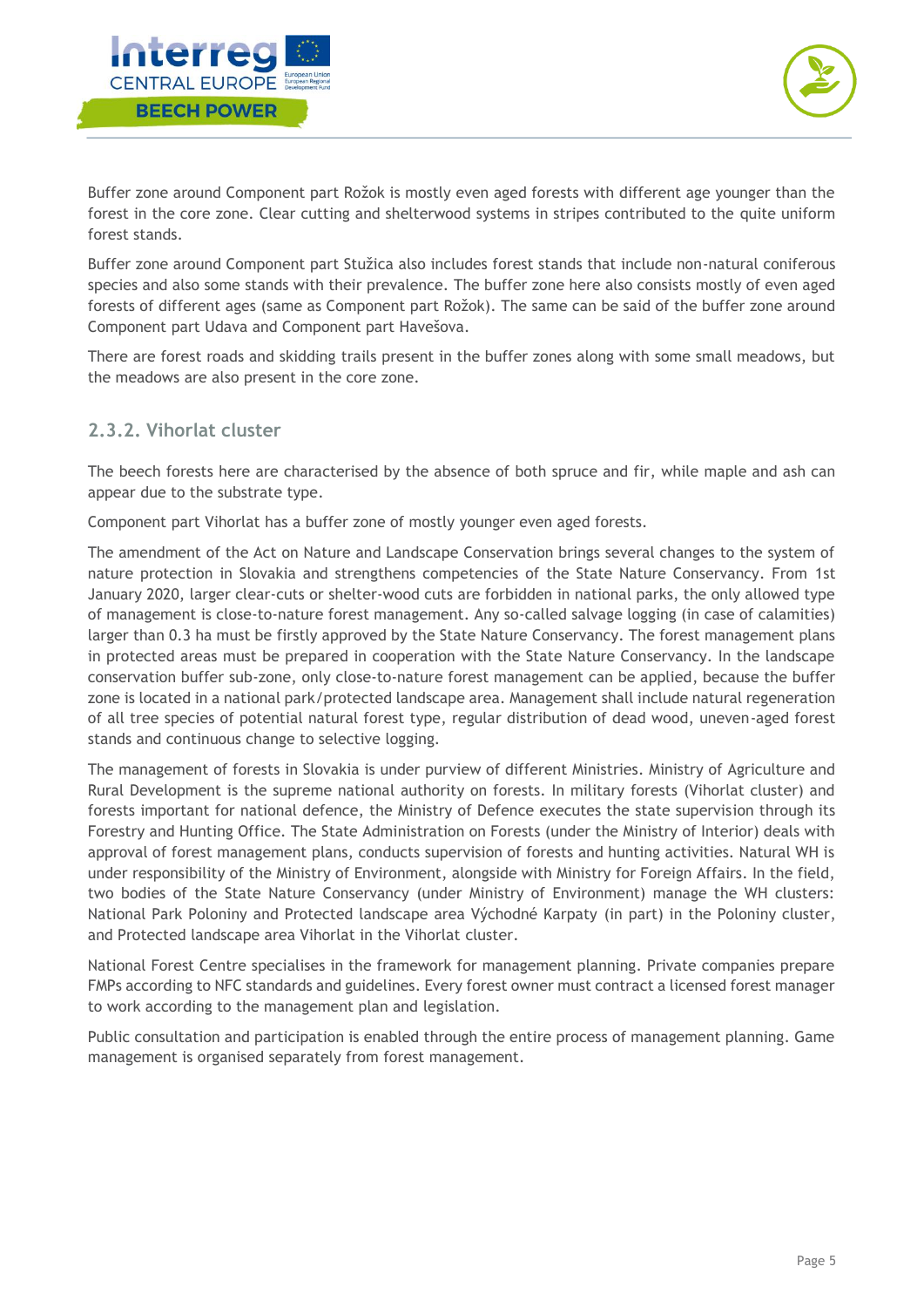Buffer zone around Component part Rožok is mostly even aged forests with different age younger than the forest in the core zone. Clear cutting and shelterwood systems in stripes contributed to the quite uniform forest stands.

Buffer zone around Component part Stužica also includes forest stands that include non-natural coniferous species and also some stands with their prevalence. The buffer zone here also consists mostly of even aged forests of different ages (same as Component part Rožok). The same can be said of the buffer zone around Component part Udava and Component part Havešova.

There are forest roads and skidding trails present in the buffer zones along with some small meadows, but the meadows are also present in the core zone.

### 2.3.2. Vihorlat cluster

The beech forests here are characterised by the absence of both spruce and fir, while maple and ash can appear due to the substrate type.

Component part Vihorlat has a buffer zone of mostly younger even aged forests.

The amendment of the Act on Nature and Landscape Conservation brings several changes to the system of nature protection in Slovakia and strengthens competencies of the State Nature Conservancy. From 1st January 2020, larger clear-cuts or shelter-wood cuts are forbidden in national parks, the only allowed type of management is close-to-nature forest management. Any so-called salvage logging (in case of calamities) larger than 0.3 ha must be firstly approved by the State Nature Conservancy. The forest management plans in protected areas must be prepared in cooperation with the State Nature Conservancy. In the landscape conservation buffer sub-zone, only close-to-nature forest management can be applied, because the buffer zone is located in a national park/protected landscape area. Management shall include natural regeneration of all tree species of potential natural forest type, regular distribution of dead wood, uneven-aged forest stands and continuous change to selective logging.

The management of forests in Slovakia is under purview of different Ministries. Ministry of Agriculture and Rural Development is the supreme national authority on forests. In military forests (Vihorlat cluster) and forests important for national defence, the Ministry of Defence executes the state supervision through its Forestry and Hunting Office. The State Administration on Forests (under the Ministry of Interior) deals with approval of forest management plans, conducts supervision of forests and hunting activities. Natural WH is under responsibility of the Ministry of Environment, alongside with Ministry for Foreign Affairs. In the field, two bodies of the State Nature Conservancy (under Ministry of Environment) manage the WH clusters: National Park Poloniny and Protected landscape area Východné Karpaty (in part) in the Poloniny cluster, and Protected landscape area Vihorlat in the Vihorlat cluster.

National Forest Centre specialises in the framework for management planning. Private companies prepare FMPs according to NFC standards and guidelines. Every forest owner must contract a licensed forest manager to work according to the management plan and legislation.

Public consultation and participation is enabled through the entire process of management planning. Game management is organised separately from forest management.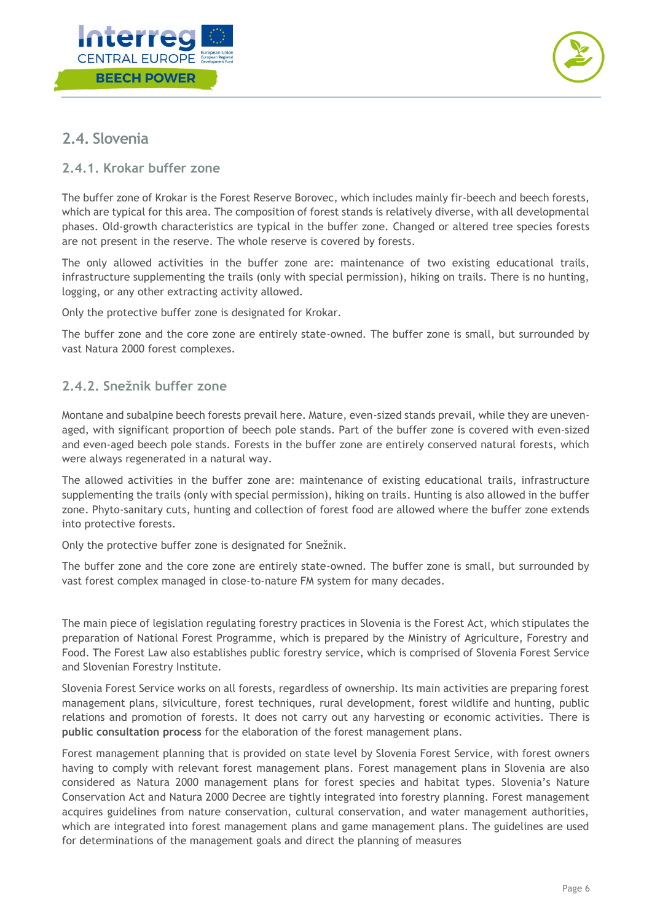## 2.4. Slovenia

### 2.4.1. Krokar buffer zone

The buffer zone of Krokar is the Forest Reserve Borovec, which includes mainly fir-beech and beech forests, which are typical for this area. The composition of forest stands is relatively diverse, with all developmental phases. Old-growth characteristics are typical in the buffer zone. Changed or altered tree species forests are not present in the reserve. The whole reserve is covered by forests.

The only allowed activities in the buffer zone are: maintenance of two existing educational trails, infrastructure supplementing the trails (only with special permission), hiking on trails. There is no hunting, logging, or any other extracting activity allowed.

Only the protective buffer zone is designated for Krokar.

The buffer zone and the core zone are entirely state-owned. The buffer zone is small, but surrounded by vast Natura 2000 forest complexes.

### 2.4.2. Snežnik buffer zone

Montane and subalpine beech forests prevail here. Mature, even-sized stands prevail, while they are uneven-aged, with significant proportion of beech pole stands. Part of the buffer zone is covered with even-sized and even-aged beech pole stands. Forests in the buffer zone are entirely conserved natural forests, which were always regenerated in a natural way.

The allowed activities in the buffer zone are: maintenance of existing educational trails, infrastructure supplementing the trails (only with special permission), hiking on trails. Hunting is also allowed in the buffer zone. Phyto-sanitary cuts, hunting and collection of forest food are allowed where the buffer zone extends into protective forests.

Only the protective buffer zone is designated for Snežnik.

The buffer zone and the core zone are entirely state-owned. The buffer zone is small, but surrounded by vast forest complex managed in close-to-nature FM system for many decades.

The main piece of legislation regulating forestry practices in Slovenia is the Forest Act, which stipulates the preparation of National Forest Programme, which is prepared by the Ministry of Agriculture, Forestry and Food. The Forest Law also establishes public forestry service, which is comprised of Slovenia Forest Service and Slovenian Forestry Institute.

Slovenia Forest Service works on all forests, regardless of ownership. Its main activities are preparing forest management plans, silviculture, forest techniques, rural development, forest wildlife and hunting, public relations and promotion of forests. It does not carry out any harvesting or economic activities. There is **public consultation process** for the elaboration of the forest management plans.

Forest management planning that is provided on state level by Slovenia Forest Service, with forest owners having to comply with relevant forest management plans. Forest management plans in Slovenia are also considered as Natura 2000 management plans for forest species and habitat types. Slovenia's Nature Conservation Act and Natura 2000 Decree are tightly integrated into forestry planning. Forest management acquires guidelines from nature conservation, cultural conservation, and water management authorities, which are integrated into forest management plans and game management plans. The guidelines are used for determinations of the management goals and direct the planning of measures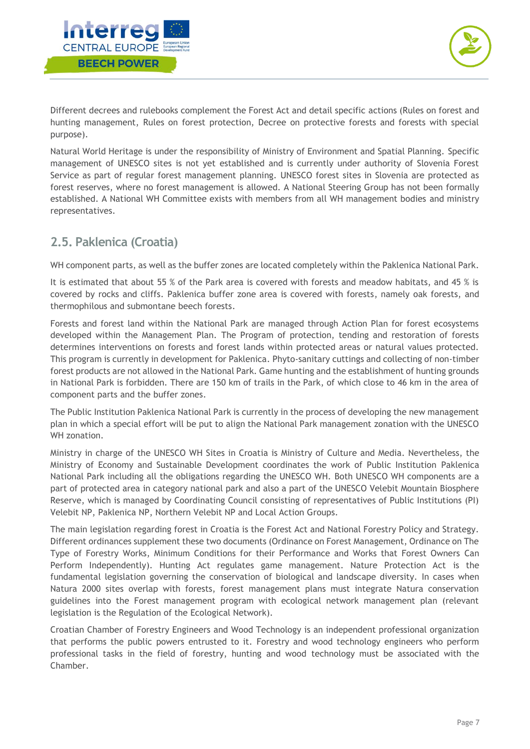Different decrees and rulebooks complement the Forest Act and detail specific actions (Rules on forest and hunting management, Rules on forest protection, Decree on protective forests and forests with special purpose).

Natural World Heritage is under the responsibility of Ministry of Environment and Spatial Planning. Specific management of UNESCO sites is not yet established and is currently under authority of Slovenia Forest Service as part of regular forest management planning. UNESCO forest sites in Slovenia are protected as forest reserves, where no forest management is allowed. A National Steering Group has not been formally established. A National WH Committee exists with members from all WH management bodies and ministry representatives.

## 2.5. Paklenica (Croatia)

WH component parts, as well as the buffer zones are located completely within the Paklenica National Park.

It is estimated that about 55 % of the Park area is covered with forests and meadow habitats, and 45 % is covered by rocks and cliffs. Paklenica buffer zone area is covered with forests, namely oak forests, and thermophilous and submontane beech forests.

Forests and forest land within the National Park are managed through Action Plan for forest ecosystems developed within the Management Plan. The Program of protection, tending and restoration of forests determines interventions on forests and forest lands within protected areas or natural values protected. This program is currently in development for Paklenica. Phyto-sanitary cuttings and collecting of non-timber forest products are not allowed in the National Park. Game hunting and the establishment of hunting grounds in National Park is forbidden. There are 150 km of trails in the Park, of which close to 46 km in the area of component parts and the buffer zones.

The Public Institution Paklenica National Park is currently in the process of developing the new management plan in which a special effort will be put to align the National Park management zonation with the UNESCO WH zonation.

Ministry in charge of the UNESCO WH Sites in Croatia is Ministry of Culture and Media. Nevertheless, the Ministry of Economy and Sustainable Development coordinates the work of Public Institution Paklenica National Park including all the obligations regarding the UNESCO WH. Both UNESCO WH components are a part of protected area in category national park and also a part of the UNESCO Velebit Mountain Biosphere Reserve, which is managed by Coordinating Council consisting of representatives of Public Institutions (PI) Velebit NP, Paklenica NP, Northern Velebit NP and Local Action Groups.

The main legislation regarding forest in Croatia is the Forest Act and National Forestry Policy and Strategy. Different ordinances supplement these two documents (Ordinance on Forest Management, Ordinance on The Type of Forestry Works, Minimum Conditions for their Performance and Works that Forest Owners Can Perform Independently). Hunting Act regulates game management. Nature Protection Act is the fundamental legislation governing the conservation of biological and landscape diversity. In cases when Natura 2000 sites overlap with forests, forest management plans must integrate Natura conservation guidelines into the Forest management program with ecological network management plan (relevant legislation is the Regulation of the Ecological Network).

Croatian Chamber of Forestry Engineers and Wood Technology is an independent professional organization that performs the public powers entrusted to it. Forestry and wood technology engineers who perform professional tasks in the field of forestry, hunting and wood technology must be associated with the Chamber.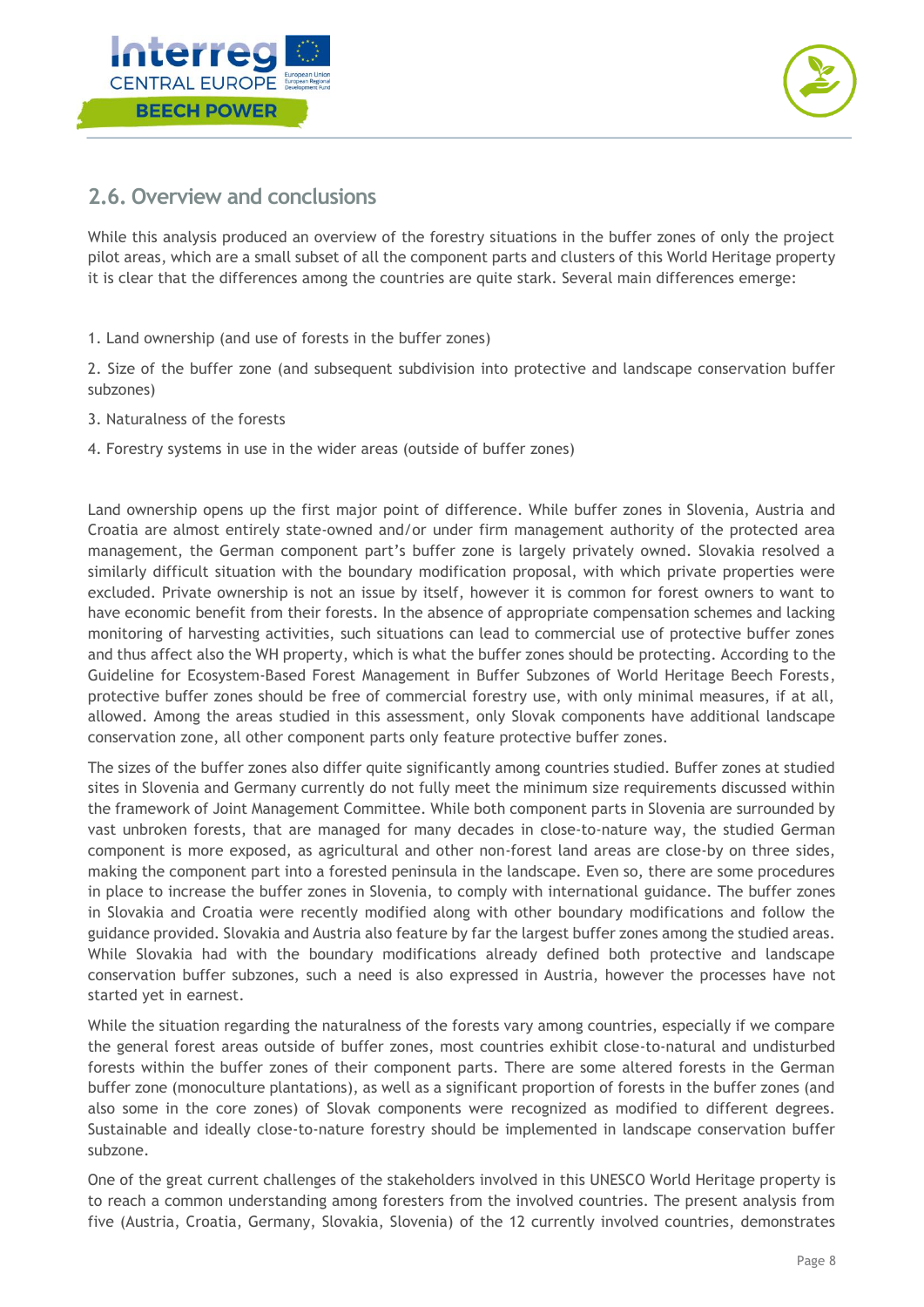## 2.6. Overview and conclusions

While this analysis produced an overview of the forestry situations in the buffer zones of only the project pilot areas, which are a small subset of all the component parts and clusters of this World Heritage property it is clear that the differences among the countries are quite stark. Several main differences emerge:

1. Land ownership (and use of forests in the buffer zones)
2. Size of the buffer zone (and subsequent subdivision into protective and landscape conservation buffer subzones)
3. Naturalness of the forests
4. Forestry systems in use in the wider areas (outside of buffer zones)

Land ownership opens up the first major point of difference. While buffer zones in Slovenia, Austria and Croatia are almost entirely state-owned and/or under firm management authority of the protected area management, the German component part's buffer zone is largely privately owned. Slovakia resolved a similarly difficult situation with the boundary modification proposal, with which private properties were excluded. Private ownership is not an issue by itself, however it is common for forest owners to want to have economic benefit from their forests. In the absence of appropriate compensation schemes and lacking monitoring of harvesting activities, such situations can lead to commercial use of protective buffer zones and thus affect also the WH property, which is what the buffer zones should be protecting. According to the Guideline for Ecosystem-Based Forest Management in Buffer Subzones of World Heritage Beech Forests, protective buffer zones should be free of commercial forestry use, with only minimal measures, if at all, allowed. Among the areas studied in this assessment, only Slovak components have additional landscape conservation zone, all other component parts only feature protective buffer zones.

The sizes of the buffer zones also differ quite significantly among countries studied. Buffer zones at studied sites in Slovenia and Germany currently do not fully meet the minimum size requirements discussed within the framework of Joint Management Committee. While both component parts in Slovenia are surrounded by vast unbroken forests, that are managed for many decades in close-to-nature way, the studied German component is more exposed, as agricultural and other non-forest land areas are close-by on three sides, making the component part into a forested peninsula in the landscape. Even so, there are some procedures in place to increase the buffer zones in Slovenia, to comply with international guidance. The buffer zones in Slovakia and Croatia were recently modified along with other boundary modifications and follow the guidance provided. Slovakia and Austria also feature by far the largest buffer zones among the studied areas. While Slovakia had with the boundary modifications already defined both protective and landscape conservation buffer subzones, such a need is also expressed in Austria, however the processes have not started yet in earnest.

While the situation regarding the naturalness of the forests vary among countries, especially if we compare the general forest areas outside of buffer zones, most countries exhibit close-to-natural and undisturbed forests within the buffer zones of their component parts. There are some altered forests in the German buffer zone (monoculture plantations), as well as a significant proportion of forests in the buffer zones (and also some in the core zones) of Slovak components were recognized as modified to different degrees. Sustainable and ideally close-to-nature forestry should be implemented in landscape conservation buffer subzone.

One of the great current challenges of the stakeholders involved in this UNESCO World Heritage property is to reach a common understanding among foresters from the involved countries. The present analysis from five (Austria, Croatia, Germany, Slovakia, Slovenia) of the 12 currently involved countries, demonstrates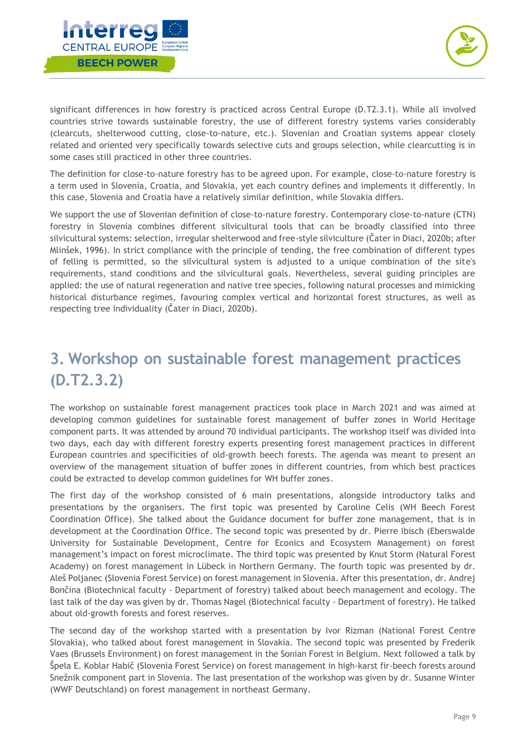significant differences in how forestry is practiced across Central Europe (D.T2.3.1). While all involved countries strive towards sustainable forestry, the use of different forestry systems varies considerably (clearcuts, shelterwood cutting, close-to-nature, etc.). Slovenian and Croatian systems appear closely related and oriented very specifically towards selective cuts and groups selection, while clearcutting is in some cases still practiced in other three countries.

The definition for close-to-nature forestry has to be agreed upon. For example, close-to-nature forestry is a term used in Slovenia, Croatia, and Slovakia, yet each country defines and implements it differently. In this case, Slovenia and Croatia have a relatively similar definition, while Slovakia differs.

We support the use of Slovenian definition of close-to-nature forestry. Contemporary close-to-nature (CTN) forestry in Slovenia combines different silvicultural tools that can be broadly classified into three silvicultural systems: selection, irregular shelterwood and free-style silviculture (Čater in Diaci, 2020b; after Mlinšek, 1996). In strict compliance with the principle of tending, the free combination of different types of felling is permitted, so the silvicultural system is adjusted to a unique combination of the site's requirements, stand conditions and the silvicultural goals. Nevertheless, several guiding principles are applied: the use of natural regeneration and native tree species, following natural processes and mimicking historical disturbance regimes, favouring complex vertical and horizontal forest structures, as well as respecting tree individuality (Čater in Diaci, 2020b).

# 3. Workshop on sustainable forest management practices (D.T2.3.2)

The workshop on sustainable forest management practices took place in March 2021 and was aimed at developing common guidelines for sustainable forest management of buffer zones in World Heritage component parts. It was attended by around 70 individual participants. The workshop itself was divided into two days, each day with different forestry experts presenting forest management practices in different European countries and specificities of old-growth beech forests. The agenda was meant to present an overview of the management situation of buffer zones in different countries, from which best practices could be extracted to develop common guidelines for WH buffer zones.

The first day of the workshop consisted of 6 main presentations, alongside introductory talks and presentations by the organisers. The first topic was presented by Caroline Celis (WH Beech Forest Coordination Office). She talked about the Guidance document for buffer zone management, that is in development at the Coordination Office. The second topic was presented by dr. Pierre Ibisch (Eberswalde University for Sustainable Development, Centre for Econics and Ecosystem Management) on forest management's impact on forest microclimate. The third topic was presented by Knut Storm (Natural Forest Academy) on forest management in Lübeck in Northern Germany. The fourth topic was presented by dr. Aleš Poljanec (Slovenia Forest Service) on forest management in Slovenia. After this presentation, dr. Andrej Bončina (Biotechnical faculty - Department of forestry) talked about beech management and ecology. The last talk of the day was given by dr. Thomas Nagel (Biotechnical faculty - Department of forestry). He talked about old-growth forests and forest reserves.

The second day of the workshop started with a presentation by Ivor Rizman (National Forest Centre Slovakia), who talked about forest management in Slovakia. The second topic was presented by Frederik Vaes (Brussels Environment) on forest management in the Sonian Forest in Belgium. Next followed a talk by Špela E. Koblar Habič (Slovenia Forest Service) on forest management in high-karst fir-beech forests around Snežnik component part in Slovenia. The last presentation of the workshop was given by dr. Susanne Winter (WWF Deutschland) on forest management in northeast Germany.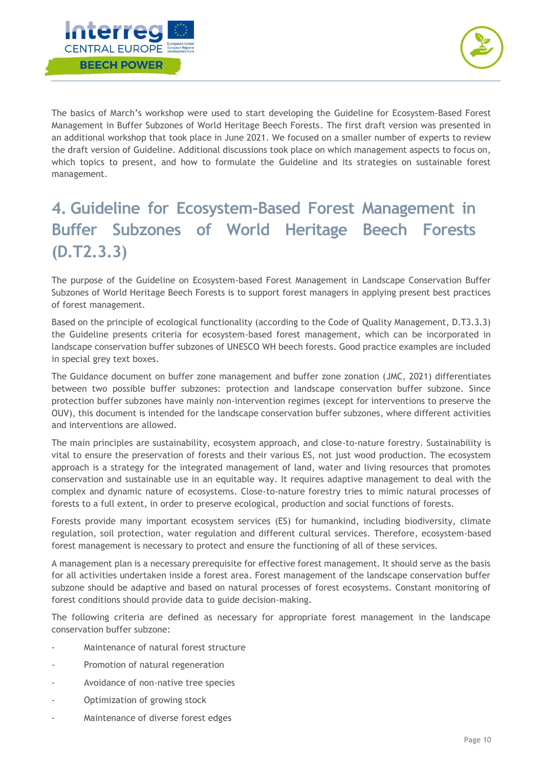The basics of March's workshop were used to start developing the Guideline for Ecosystem-Based Forest Management in Buffer Subzones of World Heritage Beech Forests. The first draft version was presented in an additional workshop that took place in June 2021. We focused on a smaller number of experts to review the draft version of Guideline. Additional discussions took place on which management aspects to focus on, which topics to present, and how to formulate the Guideline and its strategies on sustainable forest management.

# 4. Guideline for Ecosystem-Based Forest Management in Buffer Subzones of World Heritage Beech Forests (D.T2.3.3)

The purpose of the Guideline on Ecosystem-based Forest Management in Landscape Conservation Buffer Subzones of World Heritage Beech Forests is to support forest managers in applying present best practices of forest management.

Based on the principle of ecological functionality (according to the Code of Quality Management, D.T3.3.3) the Guideline presents criteria for ecosystem-based forest management, which can be incorporated in landscape conservation buffer subzones of UNESCO WH beech forests. Good practice examples are included in special grey text boxes.

The Guidance document on buffer zone management and buffer zone zonation (JMC, 2021) differentiates between two possible buffer subzones: protection and landscape conservation buffer subzone. Since protection buffer subzones have mainly non-intervention regimes (except for interventions to preserve the OUV), this document is intended for the landscape conservation buffer subzones, where different activities and interventions are allowed.

The main principles are sustainability, ecosystem approach, and close-to-nature forestry. Sustainability is vital to ensure the preservation of forests and their various ES, not just wood production. The ecosystem approach is a strategy for the integrated management of land, water and living resources that promotes conservation and sustainable use in an equitable way. It requires adaptive management to deal with the complex and dynamic nature of ecosystems. Close-to-nature forestry tries to mimic natural processes of forests to a full extent, in order to preserve ecological, production and social functions of forests.

Forests provide many important ecosystem services (ES) for humankind, including biodiversity, climate regulation, soil protection, water regulation and different cultural services. Therefore, ecosystem-based forest management is necessary to protect and ensure the functioning of all of these services.

A management plan is a necessary prerequisite for effective forest management. It should serve as the basis for all activities undertaken inside a forest area. Forest management of the landscape conservation buffer subzone should be adaptive and based on natural processes of forest ecosystems. Constant monitoring of forest conditions should provide data to guide decision-making.

The following criteria are defined as necessary for appropriate forest management in the landscape conservation buffer subzone:

- Maintenance of natural forest structure
- Promotion of natural regeneration
- Avoidance of non-native tree species
- Optimization of growing stock
- Maintenance of diverse forest edges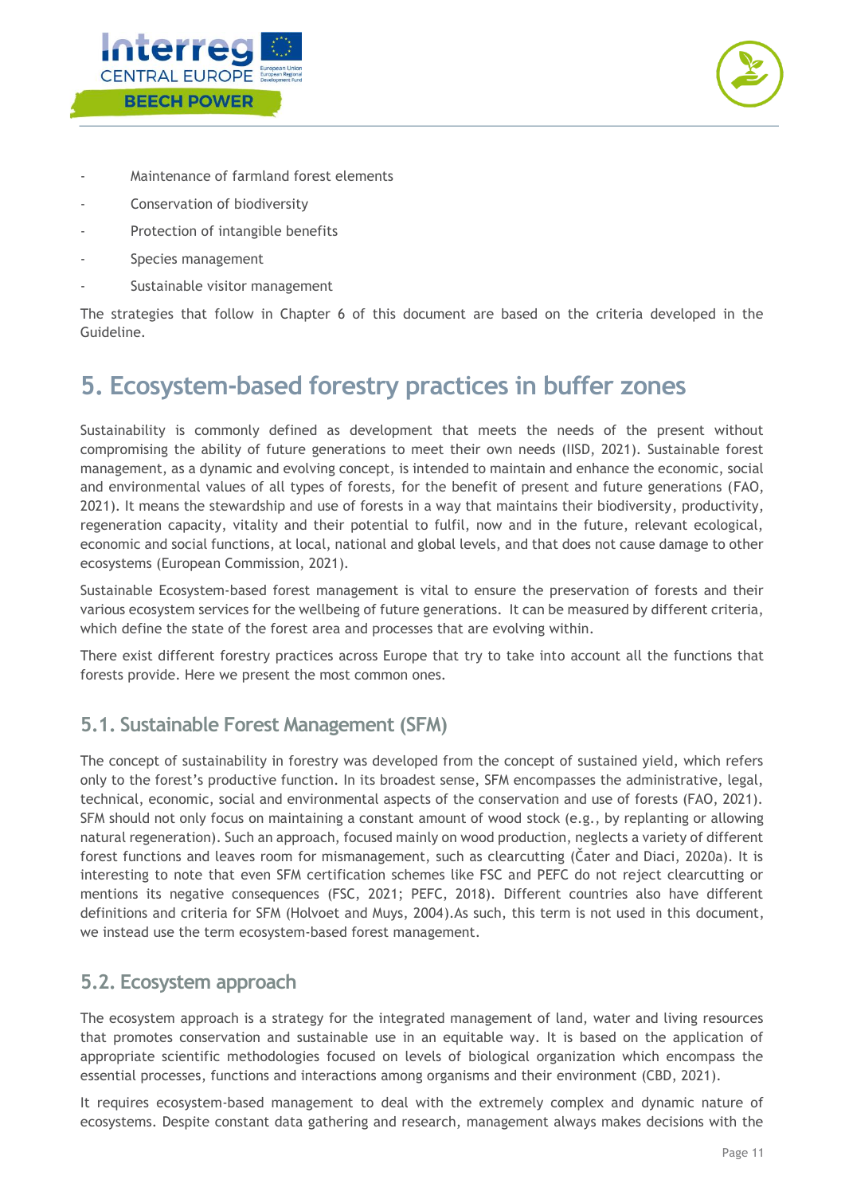- Maintenance of farmland forest elements
- Conservation of biodiversity
- Protection of intangible benefits
- Species management
- Sustainable visitor management

The strategies that follow in Chapter 6 of this document are based on the criteria developed in the Guideline.

# 5. Ecosystem-based forestry practices in buffer zones

Sustainability is commonly defined as development that meets the needs of the present without compromising the ability of future generations to meet their own needs (IISD, 2021). Sustainable forest management, as a dynamic and evolving concept, is intended to maintain and enhance the economic, social and environmental values of all types of forests, for the benefit of present and future generations (FAO, 2021). It means the stewardship and use of forests in a way that maintains their biodiversity, productivity, regeneration capacity, vitality and their potential to fulfil, now and in the future, relevant ecological, economic and social functions, at local, national and global levels, and that does not cause damage to other ecosystems (European Commission, 2021).

Sustainable Ecosystem-based forest management is vital to ensure the preservation of forests and their various ecosystem services for the wellbeing of future generations. It can be measured by different criteria, which define the state of the forest area and processes that are evolving within.

There exist different forestry practices across Europe that try to take into account all the functions that forests provide. Here we present the most common ones.

## 5.1. Sustainable Forest Management (SFM)

The concept of sustainability in forestry was developed from the concept of sustained yield, which refers only to the forest's productive function. In its broadest sense, SFM encompasses the administrative, legal, technical, economic, social and environmental aspects of the conservation and use of forests (FAO, 2021). SFM should not only focus on maintaining a constant amount of wood stock (e.g., by replanting or allowing natural regeneration). Such an approach, focused mainly on wood production, neglects a variety of different forest functions and leaves room for mismanagement, such as clearcutting (Čater and Diaci, 2020a). It is interesting to note that even SFM certification schemes like FSC and PEFC do not reject clearcutting or mentions its negative consequences (FSC, 2021; PEFC, 2018). Different countries also have different definitions and criteria for SFM (Holvoet and Muys, 2004).As such, this term is not used in this document, we instead use the term ecosystem-based forest management.

## 5.2. Ecosystem approach

The ecosystem approach is a strategy for the integrated management of land, water and living resources that promotes conservation and sustainable use in an equitable way. It is based on the application of appropriate scientific methodologies focused on levels of biological organization which encompass the essential processes, functions and interactions among organisms and their environment (CBD, 2021).

It requires ecosystem-based management to deal with the extremely complex and dynamic nature of ecosystems. Despite constant data gathering and research, management always makes decisions with the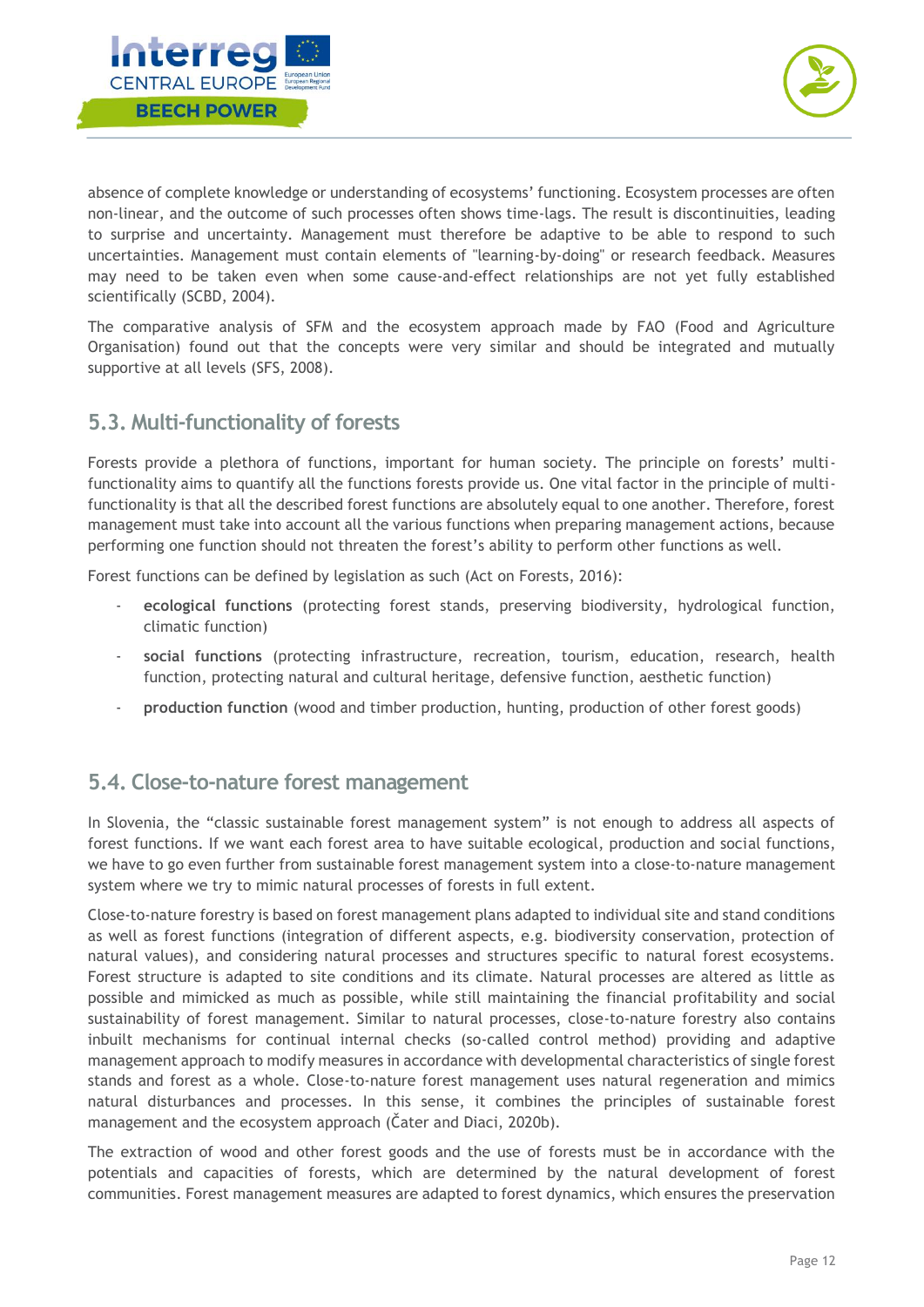absence of complete knowledge or understanding of ecosystems' functioning. Ecosystem processes are often non-linear, and the outcome of such processes often shows time-lags. The result is discontinuities, leading to surprise and uncertainty. Management must therefore be adaptive to be able to respond to such uncertainties. Management must contain elements of "learning-by-doing" or research feedback. Measures may need to be taken even when some cause-and-effect relationships are not yet fully established scientifically (SCBD, 2004).

The comparative analysis of SFM and the ecosystem approach made by FAO (Food and Agriculture Organisation) found out that the concepts were very similar and should be integrated and mutually supportive at all levels (SFS, 2008).

## 5.3. Multi-functionality of forests

Forests provide a plethora of functions, important for human society. The principle on forests' multi-functionality aims to quantify all the functions forests provide us. One vital factor in the principle of multi-functionality is that all the described forest functions are absolutely equal to one another. Therefore, forest management must take into account all the various functions when preparing management actions, because performing one function should not threaten the forest's ability to perform other functions as well.

Forest functions can be defined by legislation as such (Act on Forests, 2016):

- **ecological functions** (protecting forest stands, preserving biodiversity, hydrological function, climatic function)
- **social functions** (protecting infrastructure, recreation, tourism, education, research, health function, protecting natural and cultural heritage, defensive function, aesthetic function)
- **production function** (wood and timber production, hunting, production of other forest goods)

## 5.4. Close-to-nature forest management

In Slovenia, the "classic sustainable forest management system" is not enough to address all aspects of forest functions. If we want each forest area to have suitable ecological, production and social functions, we have to go even further from sustainable forest management system into a close-to-nature management system where we try to mimic natural processes of forests in full extent.

Close-to-nature forestry is based on forest management plans adapted to individual site and stand conditions as well as forest functions (integration of different aspects, e.g. biodiversity conservation, protection of natural values), and considering natural processes and structures specific to natural forest ecosystems. Forest structure is adapted to site conditions and its climate. Natural processes are altered as little as possible and mimicked as much as possible, while still maintaining the financial profitability and social sustainability of forest management. Similar to natural processes, close-to-nature forestry also contains inbuilt mechanisms for continual internal checks (so-called control method) providing and adaptive management approach to modify measures in accordance with developmental characteristics of single forest stands and forest as a whole. Close-to-nature forest management uses natural regeneration and mimics natural disturbances and processes. In this sense, it combines the principles of sustainable forest management and the ecosystem approach (Čater and Diaci, 2020b).

The extraction of wood and other forest goods and the use of forests must be in accordance with the potentials and capacities of forests, which are determined by the natural development of forest communities. Forest management measures are adapted to forest dynamics, which ensures the preservation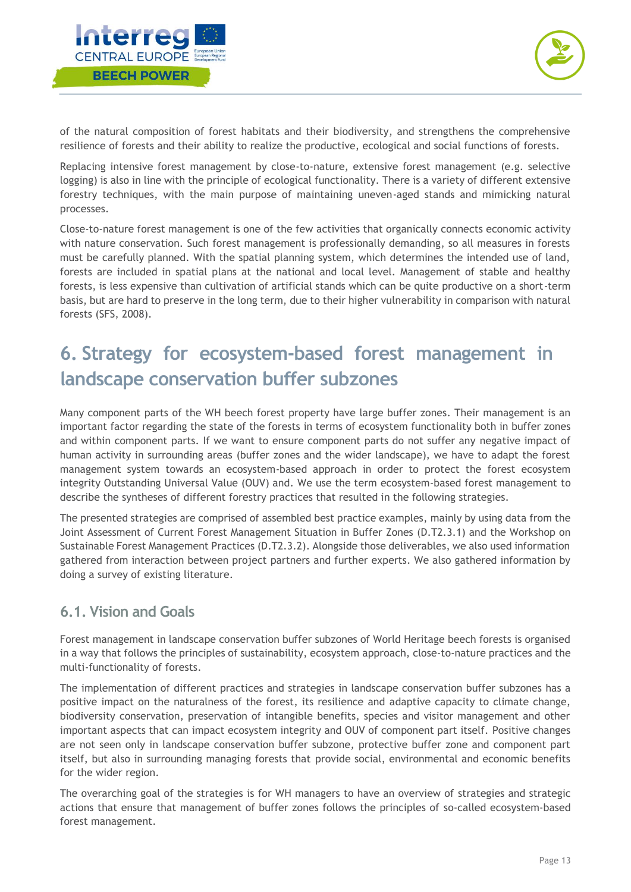of the natural composition of forest habitats and their biodiversity, and strengthens the comprehensive resilience of forests and their ability to realize the productive, ecological and social functions of forests.

Replacing intensive forest management by close-to-nature, extensive forest management (e.g. selective logging) is also in line with the principle of ecological functionality. There is a variety of different extensive forestry techniques, with the main purpose of maintaining uneven-aged stands and mimicking natural processes.

Close-to-nature forest management is one of the few activities that organically connects economic activity with nature conservation. Such forest management is professionally demanding, so all measures in forests must be carefully planned. With the spatial planning system, which determines the intended use of land, forests are included in spatial plans at the national and local level. Management of stable and healthy forests, is less expensive than cultivation of artificial stands which can be quite productive on a short-term basis, but are hard to preserve in the long term, due to their higher vulnerability in comparison with natural forests (SFS, 2008).

# 6. Strategy for ecosystem-based forest management in landscape conservation buffer subzones

Many component parts of the WH beech forest property have large buffer zones. Their management is an important factor regarding the state of the forests in terms of ecosystem functionality both in buffer zones and within component parts. If we want to ensure component parts do not suffer any negative impact of human activity in surrounding areas (buffer zones and the wider landscape), we have to adapt the forest management system towards an ecosystem-based approach in order to protect the forest ecosystem integrity Outstanding Universal Value (OUV) and. We use the term ecosystem-based forest management to describe the syntheses of different forestry practices that resulted in the following strategies.

The presented strategies are comprised of assembled best practice examples, mainly by using data from the Joint Assessment of Current Forest Management Situation in Buffer Zones (D.T2.3.1) and the Workshop on Sustainable Forest Management Practices (D.T2.3.2). Alongside those deliverables, we also used information gathered from interaction between project partners and further experts. We also gathered information by doing a survey of existing literature.

## 6.1. Vision and Goals

Forest management in landscape conservation buffer subzones of World Heritage beech forests is organised in a way that follows the principles of sustainability, ecosystem approach, close-to-nature practices and the multi-functionality of forests.

The implementation of different practices and strategies in landscape conservation buffer subzones has a positive impact on the naturalness of the forest, its resilience and adaptive capacity to climate change, biodiversity conservation, preservation of intangible benefits, species and visitor management and other important aspects that can impact ecosystem integrity and OUV of component part itself. Positive changes are not seen only in landscape conservation buffer subzone, protective buffer zone and component part itself, but also in surrounding managing forests that provide social, environmental and economic benefits for the wider region.

The overarching goal of the strategies is for WH managers to have an overview of strategies and strategic actions that ensure that management of buffer zones follows the principles of so-called ecosystem-based forest management.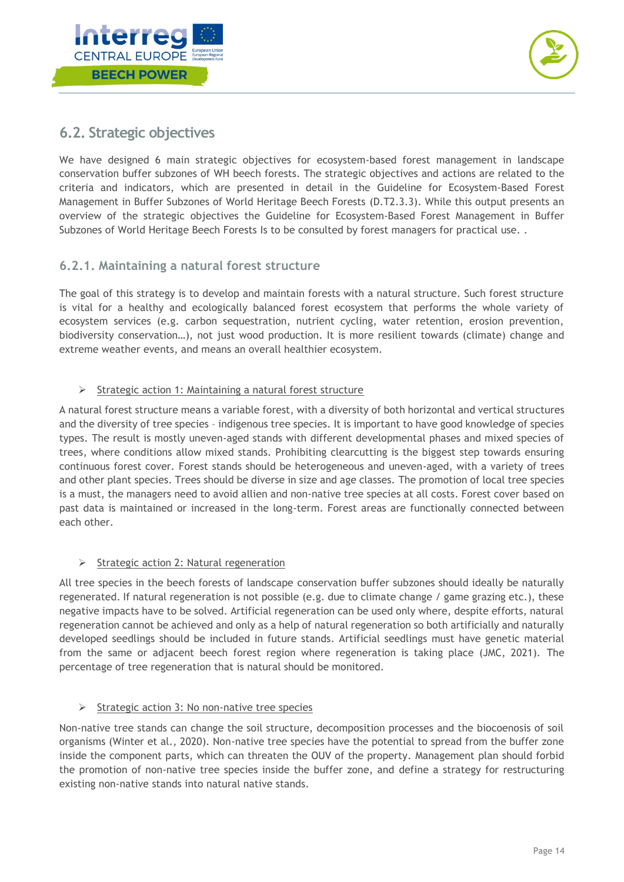## 6.2. Strategic objectives

We have designed 6 main strategic objectives for ecosystem-based forest management in landscape conservation buffer subzones of WH beech forests. The strategic objectives and actions are related to the criteria and indicators, which are presented in detail in the Guideline for Ecosystem-Based Forest Management in Buffer Subzones of World Heritage Beech Forests (D.T2.3.3). While this output presents an overview of the strategic objectives the Guideline for Ecosystem-Based Forest Management in Buffer Subzones of World Heritage Beech Forests Is to be consulted by forest managers for practical use. .

### 6.2.1. Maintaining a natural forest structure

The goal of this strategy is to develop and maintain forests with a natural structure. Such forest structure is vital for a healthy and ecologically balanced forest ecosystem that performs the whole variety of ecosystem services (e.g. carbon sequestration, nutrient cycling, water retention, erosion prevention, biodiversity conservation…), not just wood production. It is more resilient towards (climate) change and extreme weather events, and means an overall healthier ecosystem.

- Strategic action 1: Maintaining a natural forest structure

A natural forest structure means a variable forest, with a diversity of both horizontal and vertical structures and the diversity of tree species – indigenous tree species. It is important to have good knowledge of species types. The result is mostly uneven-aged stands with different developmental phases and mixed species of trees, where conditions allow mixed stands. Prohibiting clearcutting is the biggest step towards ensuring continuous forest cover. Forest stands should be heterogeneous and uneven-aged, with a variety of trees and other plant species. Trees should be diverse in size and age classes. The promotion of local tree species is a must, the managers need to avoid allien and non-native tree species at all costs. Forest cover based on past data is maintained or increased in the long-term. Forest areas are functionally connected between each other.

- Strategic action 2: Natural regeneration

All tree species in the beech forests of landscape conservation buffer subzones should ideally be naturally regenerated. If natural regeneration is not possible (e.g. due to climate change / game grazing etc.), these negative impacts have to be solved. Artificial regeneration can be used only where, despite efforts, natural regeneration cannot be achieved and only as a help of natural regeneration so both artificially and naturally developed seedlings should be included in future stands. Artificial seedlings must have genetic material from the same or adjacent beech forest region where regeneration is taking place (JMC, 2021). The percentage of tree regeneration that is natural should be monitored.

- Strategic action 3: No non-native tree species

Non-native tree stands can change the soil structure, decomposition processes and the biocoenosis of soil organisms (Winter et al., 2020). Non-native tree species have the potential to spread from the buffer zone inside the component parts, which can threaten the OUV of the property. Management plan should forbid the promotion of non-native tree species inside the buffer zone, and define a strategy for restructuring existing non-native stands into natural native stands.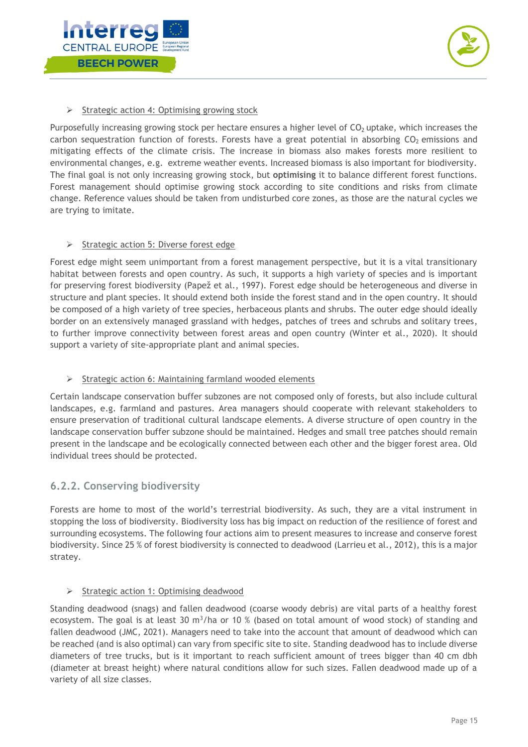- Strategic action 4: Optimising growing stock

Purposefully increasing growing stock per hectare ensures a higher level of $CO_2$ uptake, which increases the carbon sequestration function of forests. Forests have a great potential in absorbing $CO_2$ emissions and mitigating effects of the climate crisis. The increase in biomass also makes forests more resilient to environmental changes, e.g. extreme weather events. Increased biomass is also important for biodiversity. The final goal is not only increasing growing stock, but **optimising** it to balance different forest functions. Forest management should optimise growing stock according to site conditions and risks from climate change. Reference values should be taken from undisturbed core zones, as those are the natural cycles we are trying to imitate.

- Strategic action 5: Diverse forest edge

Forest edge might seem unimportant from a forest management perspective, but it is a vital transitionary habitat between forests and open country. As such, it supports a high variety of species and is important for preserving forest biodiversity (Papež et al., 1997). Forest edge should be heterogeneous and diverse in structure and plant species. It should extend both inside the forest stand and in the open country. It should be composed of a high variety of tree species, herbaceous plants and shrubs. The outer edge should ideally border on an extensively managed grassland with hedges, patches of trees and schrubs and solitary trees, to further improve connectivity between forest areas and open country (Winter et al., 2020). It should support a variety of site-appropriate plant and animal species.

- Strategic action 6: Maintaining farmland wooded elements

Certain landscape conservation buffer subzones are not composed only of forests, but also include cultural landscapes, e.g. farmland and pastures. Area managers should cooperate with relevant stakeholders to ensure preservation of traditional cultural landscape elements. A diverse structure of open country in the landscape conservation buffer subzone should be maintained. Hedges and small tree patches should remain present in the landscape and be ecologically connected between each other and the bigger forest area. Old individual trees should be protected.

### 6.2.2. Conserving biodiversity

Forests are home to most of the world's terrestrial biodiversity. As such, they are a vital instrument in stopping the loss of biodiversity. Biodiversity loss has big impact on reduction of the resilience of forest and surrounding ecosystems. The following four actions aim to present measures to increase and conserve forest biodiversity. Since 25 % of forest biodiversity is connected to deadwood (Larrieu et al., 2012), this is a major stratey.

- Strategic action 1: Optimising deadwood

Standing deadwood (snags) and fallen deadwood (coarse woody debris) are vital parts of a healthy forest ecosystem. The goal is at least 30 $m^3$/ha or 10 % (based on total amount of wood stock) of standing and fallen deadwood (JMC, 2021). Managers need to take into the account that amount of deadwood which can be reached (and is also optimal) can vary from specific site to site. Standing deadwood has to include diverse diameters of tree trucks, but is it important to reach sufficient amount of trees bigger than 40 cm dbh (diameter at breast height) where natural conditions allow for such sizes. Fallen deadwood made up of a variety of all size classes.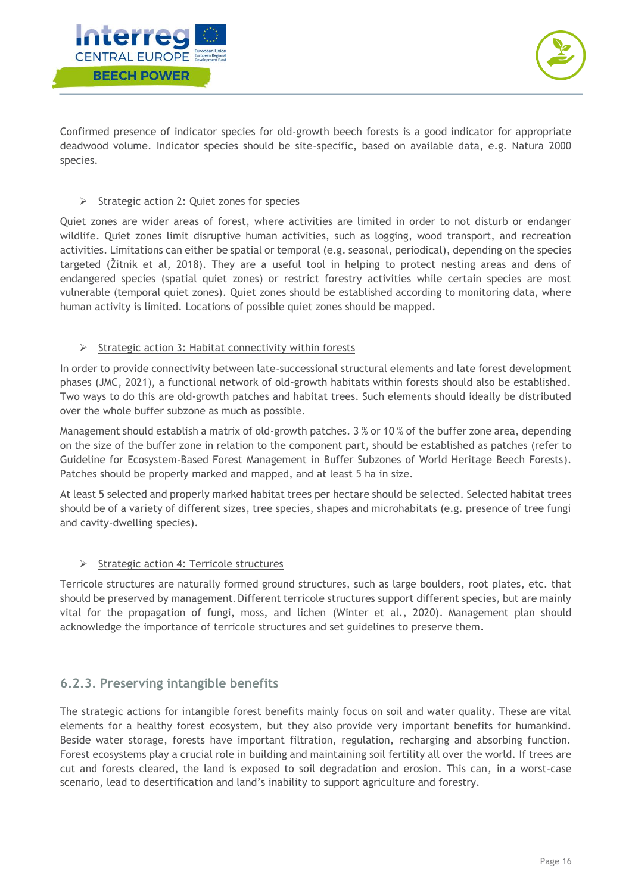Confirmed presence of indicator species for old-growth beech forests is a good indicator for appropriate deadwood volume. Indicator species should be site-specific, based on available data, e.g. Natura 2000 species.

- Strategic action 2: Quiet zones for species

Quiet zones are wider areas of forest, where activities are limited in order to not disturb or endanger wildlife. Quiet zones limit disruptive human activities, such as logging, wood transport, and recreation activities. Limitations can either be spatial or temporal (e.g. seasonal, periodical), depending on the species targeted (Žitnik et al, 2018). They are a useful tool in helping to protect nesting areas and dens of endangered species (spatial quiet zones) or restrict forestry activities while certain species are most vulnerable (temporal quiet zones). Quiet zones should be established according to monitoring data, where human activity is limited. Locations of possible quiet zones should be mapped.

- Strategic action 3: Habitat connectivity within forests

In order to provide connectivity between late-successional structural elements and late forest development phases (JMC, 2021), a functional network of old-growth habitats within forests should also be established. Two ways to do this are old-growth patches and habitat trees. Such elements should ideally be distributed over the whole buffer subzone as much as possible.

Management should establish a matrix of old-growth patches. 3 % or 10 % of the buffer zone area, depending on the size of the buffer zone in relation to the component part, should be established as patches (refer to Guideline for Ecosystem-Based Forest Management in Buffer Subzones of World Heritage Beech Forests). Patches should be properly marked and mapped, and at least 5 ha in size.

At least 5 selected and properly marked habitat trees per hectare should be selected. Selected habitat trees should be of a variety of different sizes, tree species, shapes and microhabitats (e.g. presence of tree fungi and cavity-dwelling species).

- Strategic action 4: Terricole structures

Terricole structures are naturally formed ground structures, such as large boulders, root plates, etc. that should be preserved by management. Different terricole structures support different species, but are mainly vital for the propagation of fungi, moss, and lichen (Winter et al., 2020). Management plan should acknowledge the importance of terricole structures and set guidelines to preserve them.

### 6.2.3. Preserving intangible benefits

The strategic actions for intangible forest benefits mainly focus on soil and water quality. These are vital elements for a healthy forest ecosystem, but they also provide very important benefits for humankind. Beside water storage, forests have important filtration, regulation, recharging and absorbing function. Forest ecosystems play a crucial role in building and maintaining soil fertility all over the world. If trees are cut and forests cleared, the land is exposed to soil degradation and erosion. This can, in a worst-case scenario, lead to desertification and land's inability to support agriculture and forestry.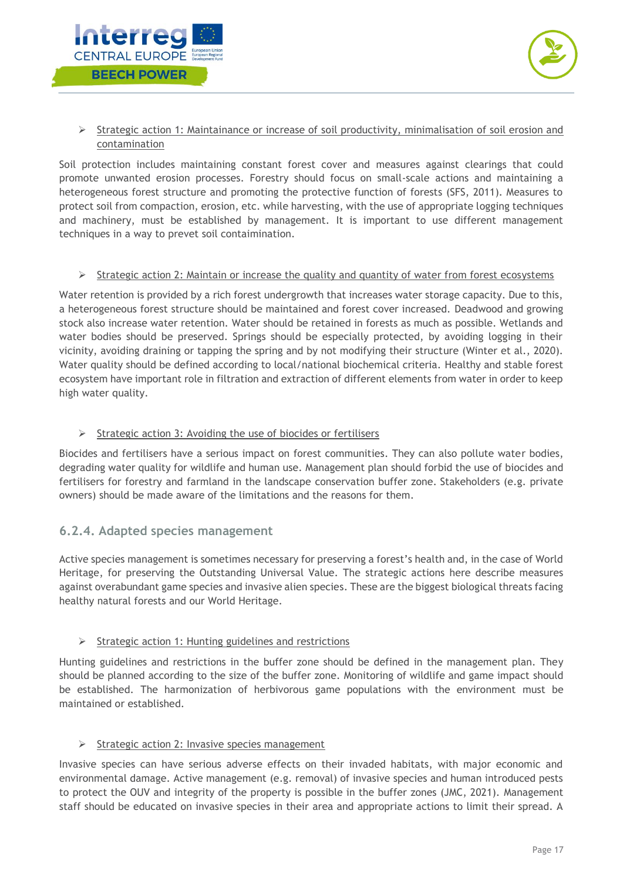- Strategic action 1: Maintainance or increase of soil productivity, minimalisation of soil erosion and contamination

Soil protection includes maintaining constant forest cover and measures against clearings that could promote unwanted erosion processes. Forestry should focus on small-scale actions and maintaining a heterogeneous forest structure and promoting the protective function of forests (SFS, 2011). Measures to protect soil from compaction, erosion, etc. while harvesting, with the use of appropriate logging techniques and machinery, must be established by management. It is important to use different management techniques in a way to prevet soil contaimination.

- Strategic action 2: Maintain or increase the quality and quantity of water from forest ecosystems

Water retention is provided by a rich forest undergrowth that increases water storage capacity. Due to this, a heterogeneous forest structure should be maintained and forest cover increased. Deadwood and growing stock also increase water retention. Water should be retained in forests as much as possible. Wetlands and water bodies should be preserved. Springs should be especially protected, by avoiding logging in their vicinity, avoiding draining or tapping the spring and by not modifying their structure (Winter et al., 2020). Water quality should be defined according to local/national biochemical criteria. Healthy and stable forest ecosystem have important role in filtration and extraction of different elements from water in order to keep high water quality.

- Strategic action 3: Avoiding the use of biocides or fertilisers

Biocides and fertilisers have a serious impact on forest communities. They can also pollute water bodies, degrading water quality for wildlife and human use. Management plan should forbid the use of biocides and fertilisers for forestry and farmland in the landscape conservation buffer zone. Stakeholders (e.g. private owners) should be made aware of the limitations and the reasons for them.

### 6.2.4. Adapted species management

Active species management is sometimes necessary for preserving a forest's health and, in the case of World Heritage, for preserving the Outstanding Universal Value. The strategic actions here describe measures against overabundant game species and invasive alien species. These are the biggest biological threats facing healthy natural forests and our World Heritage.

- Strategic action 1: Hunting guidelines and restrictions

Hunting guidelines and restrictions in the buffer zone should be defined in the management plan. They should be planned according to the size of the buffer zone. Monitoring of wildlife and game impact should be established. The harmonization of herbivorous game populations with the environment must be maintained or established.

- Strategic action 2: Invasive species management

Invasive species can have serious adverse effects on their invaded habitats, with major economic and environmental damage. Active management (e.g. removal) of invasive species and human introduced pests to protect the OUV and integrity of the property is possible in the buffer zones (JMC, 2021). Management staff should be educated on invasive species in their area and appropriate actions to limit their spread. A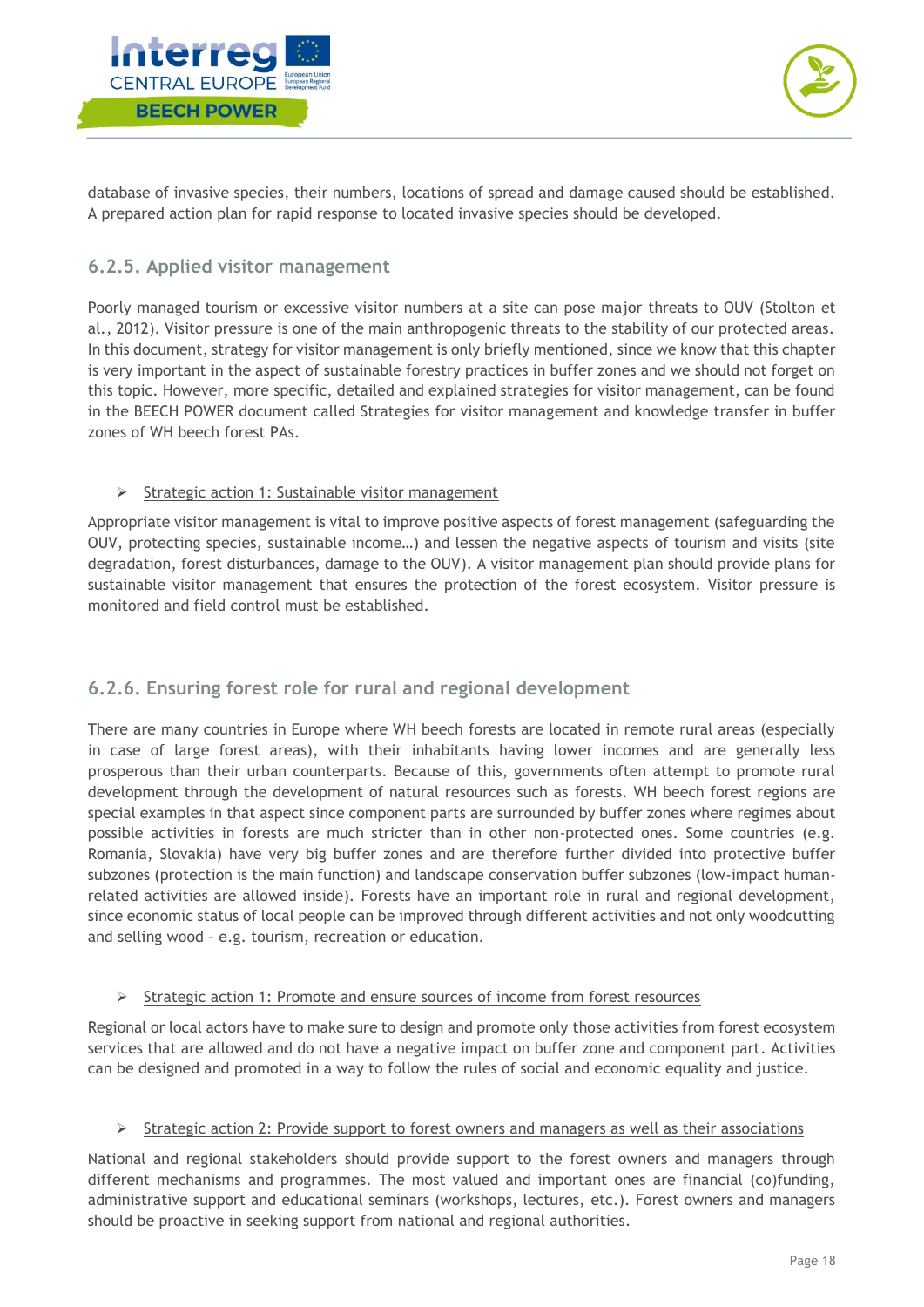database of invasive species, their numbers, locations of spread and damage caused should be established. A prepared action plan for rapid response to located invasive species should be developed.

### 6.2.5. Applied visitor management

Poorly managed tourism or excessive visitor numbers at a site can pose major threats to OUV (Stolton et al., 2012). Visitor pressure is one of the main anthropogenic threats to the stability of our protected areas. In this document, strategy for visitor management is only briefly mentioned, since we know that this chapter is very important in the aspect of sustainable forestry practices in buffer zones and we should not forget on this topic. However, more specific, detailed and explained strategies for visitor management, can be found in the BEECH POWER document called Strategies for visitor management and knowledge transfer in buffer zones of WH beech forest PAs.

➢ Strategic action 1: Sustainable visitor management

Appropriate visitor management is vital to improve positive aspects of forest management (safeguarding the OUV, protecting species, sustainable income…) and lessen the negative aspects of tourism and visits (site degradation, forest disturbances, damage to the OUV). A visitor management plan should provide plans for sustainable visitor management that ensures the protection of the forest ecosystem. Visitor pressure is monitored and field control must be established.

### 6.2.6. Ensuring forest role for rural and regional development

There are many countries in Europe where WH beech forests are located in remote rural areas (especially in case of large forest areas), with their inhabitants having lower incomes and are generally less prosperous than their urban counterparts. Because of this, governments often attempt to promote rural development through the development of natural resources such as forests. WH beech forest regions are special examples in that aspect since component parts are surrounded by buffer zones where regimes about possible activities in forests are much stricter than in other non-protected ones. Some countries (e.g. Romania, Slovakia) have very big buffer zones and are therefore further divided into protective buffer subzones (protection is the main function) and landscape conservation buffer subzones (low-impact human-related activities are allowed inside). Forests have an important role in rural and regional development, since economic status of local people can be improved through different activities and not only woodcutting and selling wood – e.g. tourism, recreation or education.

➢ Strategic action 1: Promote and ensure sources of income from forest resources

Regional or local actors have to make sure to design and promote only those activities from forest ecosystem services that are allowed and do not have a negative impact on buffer zone and component part. Activities can be designed and promoted in a way to follow the rules of social and economic equality and justice.

➢ Strategic action 2: Provide support to forest owners and managers as well as their associations

National and regional stakeholders should provide support to the forest owners and managers through different mechanisms and programmes. The most valued and important ones are financial (co)funding, administrative support and educational seminars (workshops, lectures, etc.). Forest owners and managers should be proactive in seeking support from national and regional authorities.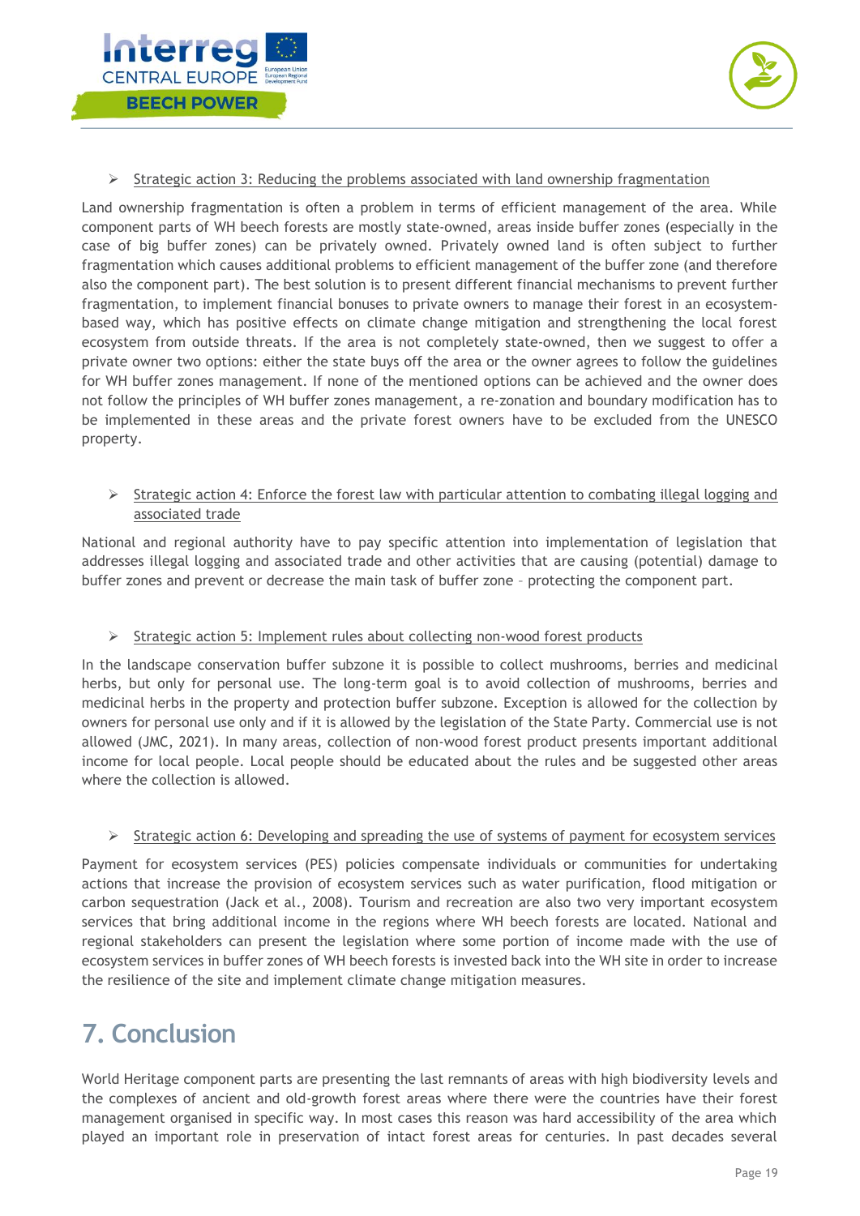- Strategic action 3: Reducing the problems associated with land ownership fragmentation

Land ownership fragmentation is often a problem in terms of efficient management of the area. While component parts of WH beech forests are mostly state-owned, areas inside buffer zones (especially in the case of big buffer zones) can be privately owned. Privately owned land is often subject to further fragmentation which causes additional problems to efficient management of the buffer zone (and therefore also the component part). The best solution is to present different financial mechanisms to prevent further fragmentation, to implement financial bonuses to private owners to manage their forest in an ecosystem-based way, which has positive effects on climate change mitigation and strengthening the local forest ecosystem from outside threats. If the area is not completely state-owned, then we suggest to offer a private owner two options: either the state buys off the area or the owner agrees to follow the guidelines for WH buffer zones management. If none of the mentioned options can be achieved and the owner does not follow the principles of WH buffer zones management, a re-zonation and boundary modification has to be implemented in these areas and the private forest owners have to be excluded from the UNESCO property.

- Strategic action 4: Enforce the forest law with particular attention to combating illegal logging and associated trade

National and regional authority have to pay specific attention into implementation of legislation that addresses illegal logging and associated trade and other activities that are causing (potential) damage to buffer zones and prevent or decrease the main task of buffer zone – protecting the component part.

- Strategic action 5: Implement rules about collecting non-wood forest products

In the landscape conservation buffer subzone it is possible to collect mushrooms, berries and medicinal herbs, but only for personal use. The long-term goal is to avoid collection of mushrooms, berries and medicinal herbs in the property and protection buffer subzone. Exception is allowed for the collection by owners for personal use only and if it is allowed by the legislation of the State Party. Commercial use is not allowed (JMC, 2021). In many areas, collection of non-wood forest product presents important additional income for local people. Local people should be educated about the rules and be suggested other areas where the collection is allowed.

- Strategic action 6: Developing and spreading the use of systems of payment for ecosystem services

Payment for ecosystem services (PES) policies compensate individuals or communities for undertaking actions that increase the provision of ecosystem services such as water purification, flood mitigation or carbon sequestration (Jack et al., 2008). Tourism and recreation are also two very important ecosystem services that bring additional income in the regions where WH beech forests are located. National and regional stakeholders can present the legislation where some portion of income made with the use of ecosystem services in buffer zones of WH beech forests is invested back into the WH site in order to increase the resilience of the site and implement climate change mitigation measures.

# 7. Conclusion

World Heritage component parts are presenting the last remnants of areas with high biodiversity levels and the complexes of ancient and old-growth forest areas where there were the countries have their forest management organised in specific way. In most cases this reason was hard accessibility of the area which played an important role in preservation of intact forest areas for centuries. In past decades several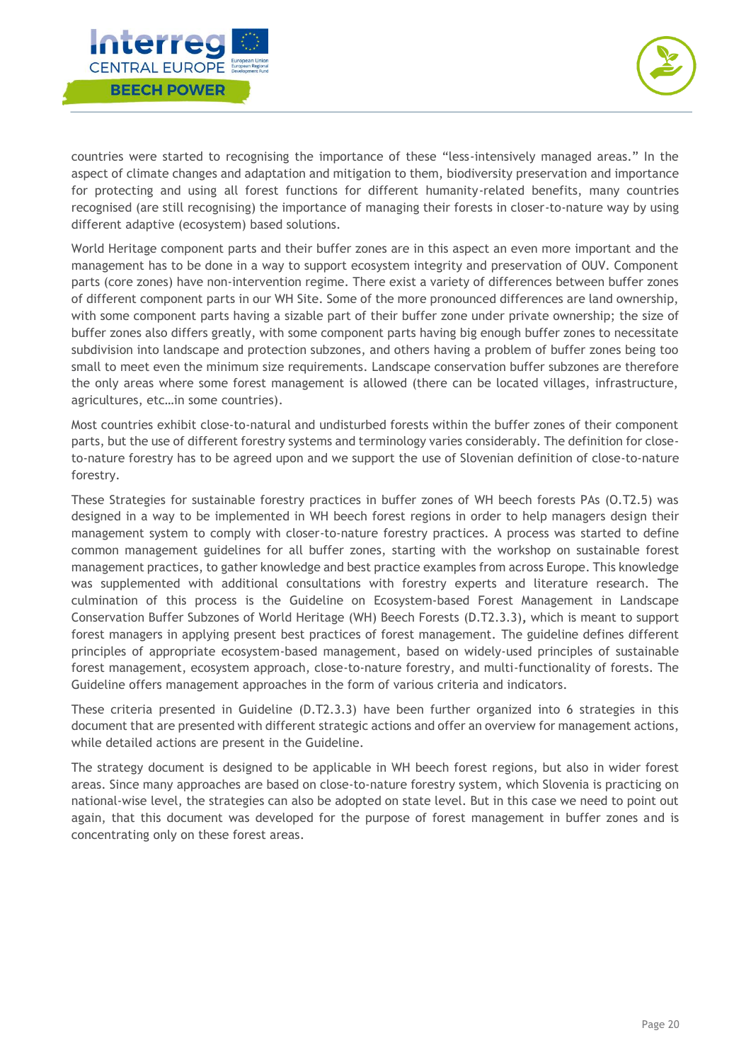countries were started to recognising the importance of these "less-intensively managed areas." In the aspect of climate changes and adaptation and mitigation to them, biodiversity preservation and importance for protecting and using all forest functions for different humanity-related benefits, many countries recognised (are still recognising) the importance of managing their forests in closer-to-nature way by using different adaptive (ecosystem) based solutions.

World Heritage component parts and their buffer zones are in this aspect an even more important and the management has to be done in a way to support ecosystem integrity and preservation of OUV. Component parts (core zones) have non-intervention regime. There exist a variety of differences between buffer zones of different component parts in our WH Site. Some of the more pronounced differences are land ownership, with some component parts having a sizable part of their buffer zone under private ownership; the size of buffer zones also differs greatly, with some component parts having big enough buffer zones to necessitate subdivision into landscape and protection subzones, and others having a problem of buffer zones being too small to meet even the minimum size requirements. Landscape conservation buffer subzones are therefore the only areas where some forest management is allowed (there can be located villages, infrastructure, agricultures, etc…in some countries).

Most countries exhibit close-to-natural and undisturbed forests within the buffer zones of their component parts, but the use of different forestry systems and terminology varies considerably. The definition for close-to-nature forestry has to be agreed upon and we support the use of Slovenian definition of close-to-nature forestry.

These Strategies for sustainable forestry practices in buffer zones of WH beech forests PAs (O.T2.5) was designed in a way to be implemented in WH beech forest regions in order to help managers design their management system to comply with closer-to-nature forestry practices. A process was started to define common management guidelines for all buffer zones, starting with the workshop on sustainable forest management practices, to gather knowledge and best practice examples from across Europe. This knowledge was supplemented with additional consultations with forestry experts and literature research. The culmination of this process is the Guideline on Ecosystem-based Forest Management in Landscape Conservation Buffer Subzones of World Heritage (WH) Beech Forests (D.T2.3.3), which is meant to support forest managers in applying present best practices of forest management. The guideline defines different principles of appropriate ecosystem-based management, based on widely-used principles of sustainable forest management, ecosystem approach, close-to-nature forestry, and multi-functionality of forests. The Guideline offers management approaches in the form of various criteria and indicators.

These criteria presented in Guideline (D.T2.3.3) have been further organized into 6 strategies in this document that are presented with different strategic actions and offer an overview for management actions, while detailed actions are present in the Guideline.

The strategy document is designed to be applicable in WH beech forest regions, but also in wider forest areas. Since many approaches are based on close-to-nature forestry system, which Slovenia is practicing on national-wise level, the strategies can also be adopted on state level. But in this case we need to point out again, that this document was developed for the purpose of forest management in buffer zones and is concentrating only on these forest areas.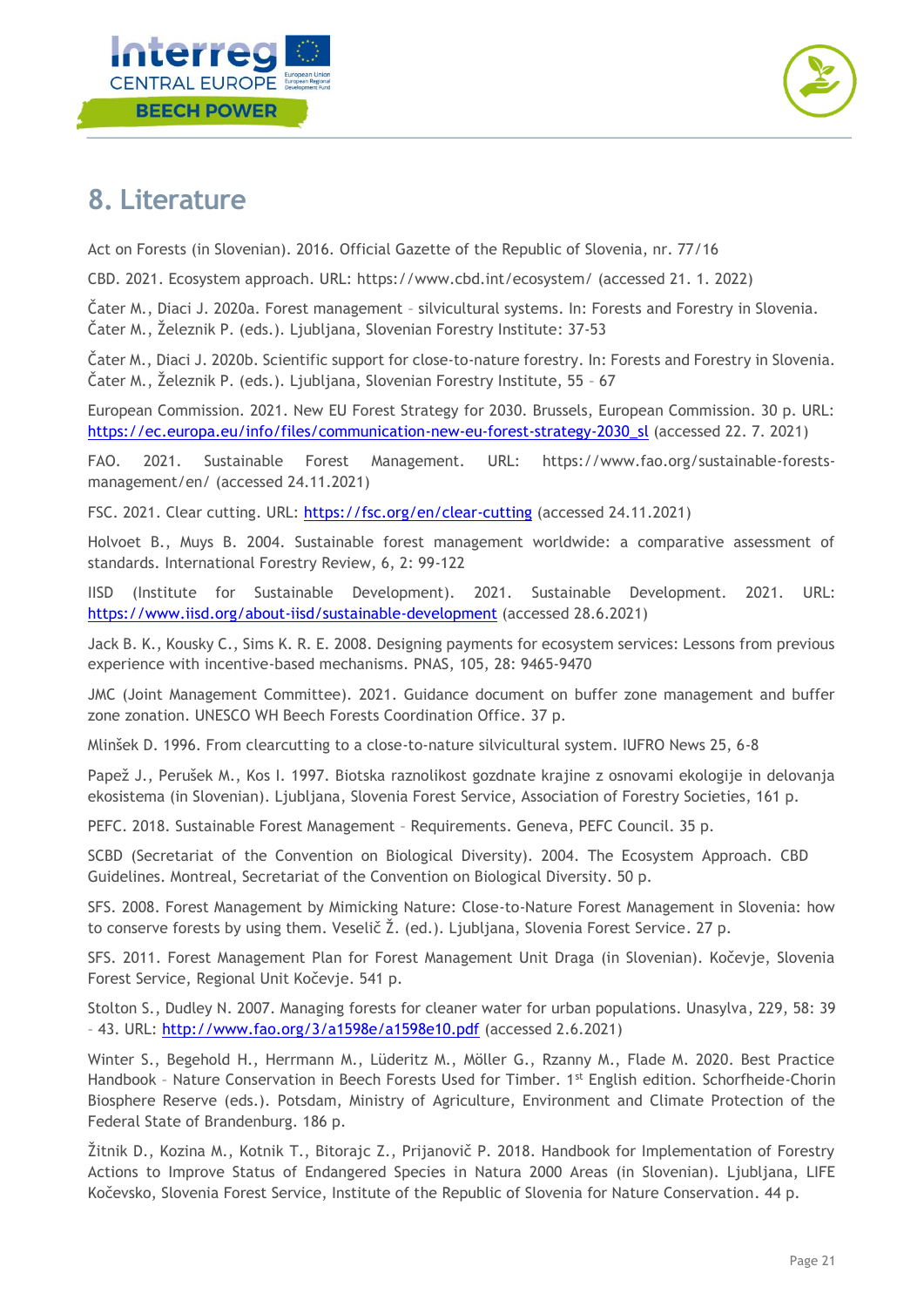# 8. Literature

Act on Forests (in Slovenian). 2016. Official Gazette of the Republic of Slovenia, nr. 77/16

CBD. 2021. Ecosystem approach. URL: https://www.cbd.int/ecosystem/ (accessed 21. 1. 2022)

Čater M., Diaci J. 2020a. Forest management – silvicultural systems. In: Forests and Forestry in Slovenia. Čater M., Železnik P. (eds.). Ljubljana, Slovenian Forestry Institute: 37-53

Čater M., Diaci J. 2020b. Scientific support for close-to-nature forestry. In: Forests and Forestry in Slovenia. Čater M., Železnik P. (eds.). Ljubljana, Slovenian Forestry Institute, 55 – 67

European Commission. 2021. New EU Forest Strategy for 2030. Brussels, European Commission. 30 p. URL: https://ec.europa.eu/info/files/communication-new-eu-forest-strategy-2030_sl (accessed 22. 7. 2021)

FAO. 2021. Sustainable Forest Management. URL: https://www.fao.org/sustainable-forests-management/en/ (accessed 24.11.2021)

FSC. 2021. Clear cutting. URL: https://fsc.org/en/clear-cutting (accessed 24.11.2021)

Holvoet B., Muys B. 2004. Sustainable forest management worldwide: a comparative assessment of standards. International Forestry Review, 6, 2: 99-122

IISD (Institute for Sustainable Development). 2021. Sustainable Development. 2021. URL: https://www.iisd.org/about-iisd/sustainable-development (accessed 28.6.2021)

Jack B. K., Kousky C., Sims K. R. E. 2008. Designing payments for ecosystem services: Lessons from previous experience with incentive-based mechanisms. PNAS, 105, 28: 9465-9470

JMC (Joint Management Committee). 2021. Guidance document on buffer zone management and buffer zone zonation. UNESCO WH Beech Forests Coordination Office. 37 p.

Mlinšek D. 1996. From clearcutting to a close-to-nature silvicultural system. IUFRO News 25, 6-8

Papež J., Perušek M., Kos I. 1997. Biotska raznolikost gozdnate krajine z osnovami ekologije in delovanja ekosistema (in Slovenian). Ljubljana, Slovenia Forest Service, Association of Forestry Societies, 161 p.

PEFC. 2018. Sustainable Forest Management – Requirements. Geneva, PEFC Council. 35 p.

SCBD (Secretariat of the Convention on Biological Diversity). 2004. The Ecosystem Approach. CBD Guidelines. Montreal, Secretariat of the Convention on Biological Diversity. 50 p.

SFS. 2008. Forest Management by Mimicking Nature: Close-to-Nature Forest Management in Slovenia: how to conserve forests by using them. Veselič Ž. (ed.). Ljubljana, Slovenia Forest Service. 27 p.

SFS. 2011. Forest Management Plan for Forest Management Unit Draga (in Slovenian). Kočevje, Slovenia Forest Service, Regional Unit Kočevje. 541 p.

Stolton S., Dudley N. 2007. Managing forests for cleaner water for urban populations. Unasylva, 229, 58: 39 – 43. URL: http://www.fao.org/3/a1598e/a1598e10.pdf (accessed 2.6.2021)

Winter S., Begehold H., Herrmann M., Lüderitz M., Möller G., Rzanny M., Flade M. 2020. Best Practice Handbook – Nature Conservation in Beech Forests Used for Timber. 1st English edition. Schorfheide-Chorin Biosphere Reserve (eds.). Potsdam, Ministry of Agriculture, Environment and Climate Protection of the Federal State of Brandenburg. 186 p.

Žitnik D., Kozina M., Kotnik T., Bitorajc Z., Prijanovič P. 2018. Handbook for Implementation of Forestry Actions to Improve Status of Endangered Species in Natura 2000 Areas (in Slovenian). Ljubljana, LIFE Kočevsko, Slovenia Forest Service, Institute of the Republic of Slovenia for Nature Conservation. 44 p.